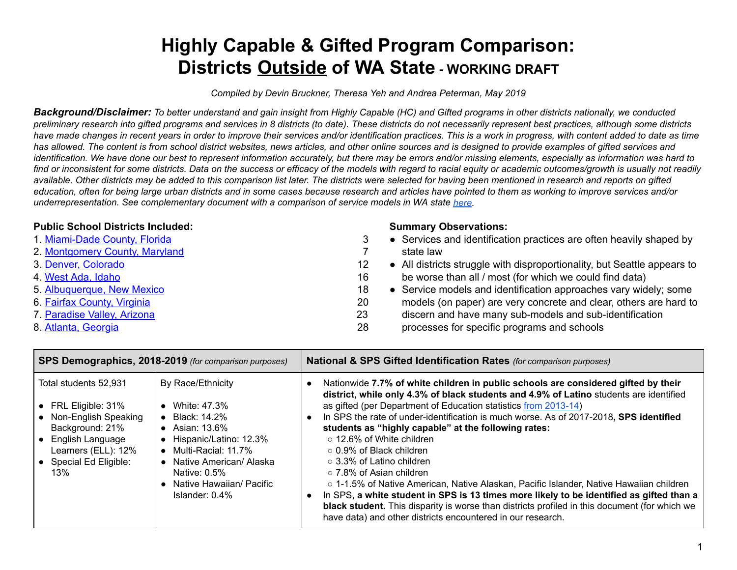# Highly Capable & Gifted Program Comparison: Districts <u>Outside</u> of WA State - WORKING DRAFT

*Compiled by Devin Bruckner, Theresa Yeh and Andrea Peterman, May 2019*

***Background/Disclaimer:*** *To better understand and gain insight from Highly Capable (HC) and Gifted programs in other districts nationally, we conducted preliminary research into gifted programs and services in 8 districts (to date). These districts do not necessarily represent best practices, although some districts have made changes in recent years in order to improve their services and/or identification practices. This is a work in progress, with content added to date as time has allowed. The content is from school district websites, news articles, and other online sources and is designed to provide examples of gifted services and identification. We have done our best to represent information accurately, but there may be errors and/or missing elements, especially as information was hard to find or inconsistent for some districts. Data on the success or efficacy of the models with regard to racial equity or academic outcomes/growth is usually not readily available. Other districts may be added to this comparison list later. The districts were selected for having been mentioned in research and reports on gifted education, often for being large urban districts and in some cases because research and articles have pointed to them as working to improve services and/or underrepresentation. See complementary document with a comparison of service models in WA state here.*

**Public School Districts Included:**

1. Miami-Dade County, Florida — 3
2. Montgomery County, Maryland — 7
3. Denver, Colorado — 12
4. West Ada, Idaho — 16
5. Albuquerque, New Mexico — 18
6. Fairfax County, Virginia — 20
7. Paradise Valley, Arizona — 23
8. Atlanta, Georgia — 28

**Summary Observations:**

- Services and identification practices are often heavily shaped by state law
- All districts struggle with disproportionality, but Seattle appears to be worse than all / most (for which we could find data)
- Service models and identification approaches vary widely; some models (on paper) are very concrete and clear, others are hard to discern and have many sub-models and sub-identification processes for specific programs and schools

| **SPS Demographics, 2018-2019** *(for comparison purposes)* | | **National & SPS Gifted Identification Rates** *(for comparison purposes)* |
|---|---|---|
| Total students 52,931<br><br>• FRL Eligible: 31%<br>• Non-English Speaking Background: 21%<br>• English Language Learners (ELL): 12%<br>• Special Ed Eligible: 13% | By Race/Ethnicity<br><br>• White: 47.3%<br>• Black: 14.2%<br>• Asian: 13.6%<br>• Hispanic/Latino: 12.3%<br>• Multi-Racial: 11.7%<br>• Native American/ Alaska Native: 0.5%<br>• Native Hawaiian/ Pacific Islander: 0.4% | • Nationwide **7.7% of white children in public schools are considered gifted by their district, while only 4.3% of black students and 4.9% of Latino** students are identified as gifted (per Department of Education statistics from 2013-14)<br>• In SPS the rate of under-identification is much worse. As of 2017-2018**, SPS identified students as "highly capable" at the following rates:**<br>  ○ 12.6% of White children<br>  ○ 0.9% of Black children<br>  ○ 3.3% of Latino children<br>  ○ 7.8% of Asian children<br>  ○ 1-1.5% of Native American, Native Alaskan, Pacific Islander, Native Hawaiian children<br>• In SPS, **a white student in SPS is 13 times more likely to be identified as gifted than a black student.** This disparity is worse than districts profiled in this document (for which we have data) and other districts encountered in our research. |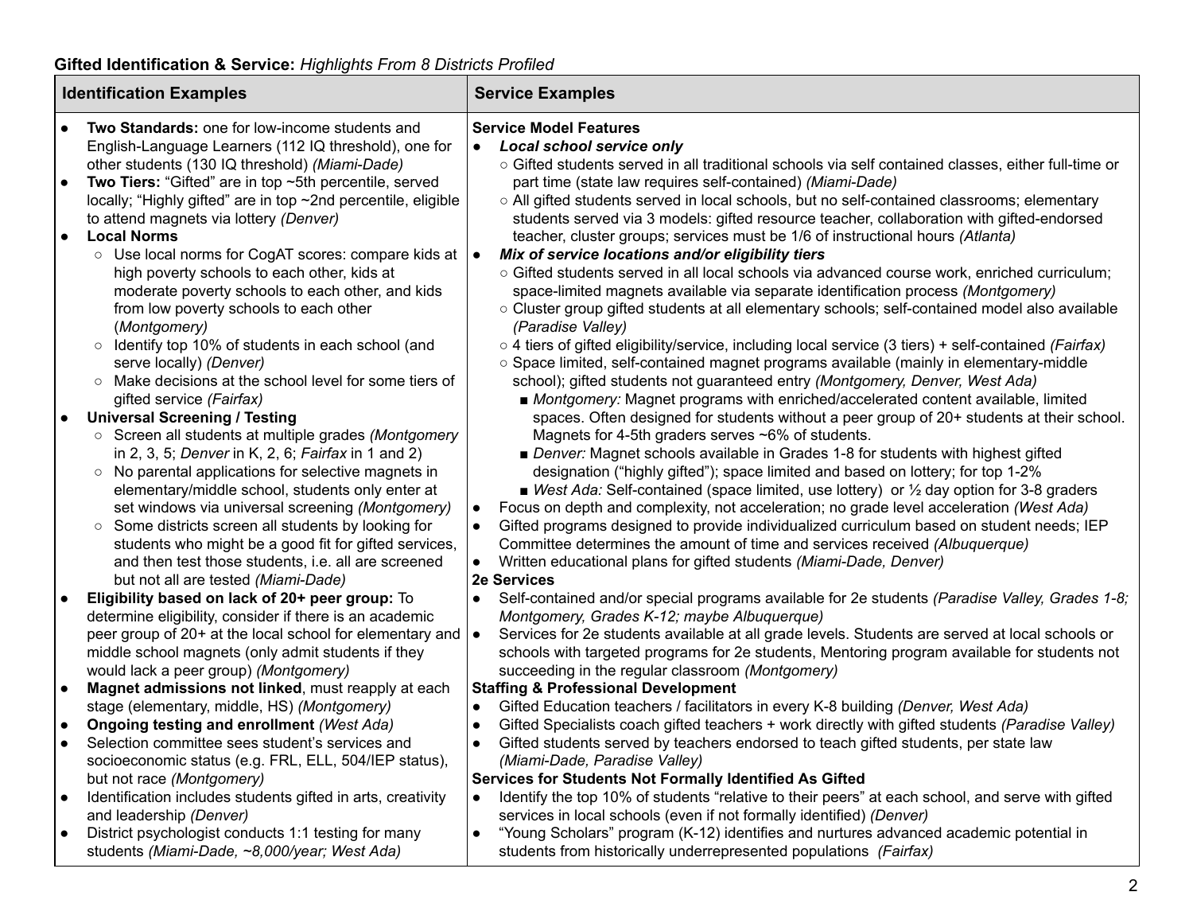**Gifted Identification & Service:** *Highlights From 8 Districts Profiled*

| Identification Examples | Service Examples |
|---|---|
| • **Two Standards:** one for low-income students and English-Language Learners (112 IQ threshold), one for other students (130 IQ threshold) *(Miami-Dade)*<br>• **Two Tiers:** "Gifted" are in top ~5th percentile, served locally; "Highly gifted" are in top ~2nd percentile, eligible to attend magnets via lottery *(Denver)*<br>• **Local Norms**<br>&nbsp;&nbsp;○ Use local norms for CogAT scores: compare kids at high poverty schools to each other, kids at moderate poverty schools to each other, and kids from low poverty schools to each other (*Montgomery)*<br>&nbsp;&nbsp;○ Identify top 10% of students in each school (and serve locally) *(Denver)*<br>&nbsp;&nbsp;○ Make decisions at the school level for some tiers of gifted service *(Fairfax)*<br>• **Universal Screening / Testing**<br>&nbsp;&nbsp;○ Screen all students at multiple grades *(Montgomery* in 2, 3, 5; *Denver* in K, 2, 6; *Fairfax* in 1 and 2)<br>&nbsp;&nbsp;○ No parental applications for selective magnets in elementary/middle school, students only enter at set windows via universal screening *(Montgomery)*<br>&nbsp;&nbsp;○ Some districts screen all students by looking for students who might be a good fit for gifted services, and then test those students, i.e. all are screened but not all are tested *(Miami-Dade)*<br>• **Eligibility based on lack of 20+ peer group:** To determine eligibility, consider if there is an academic peer group of 20+ at the local school for elementary and middle school magnets (only admit students if they would lack a peer group) *(Montgomery)*<br>• **Magnet admissions not linked**, must reapply at each stage (elementary, middle, HS) *(Montgomery)*<br>• **Ongoing testing and enrollment** *(West Ada)*<br>• Selection committee sees student's services and socioeconomic status (e.g. FRL, ELL, 504/IEP status), but not race *(Montgomery)*<br>• Identification includes students gifted in arts, creativity and leadership *(Denver)*<br>• District psychologist conducts 1:1 testing for many students *(Miami-Dade, ~8,000/year; West Ada)* | **Service Model Features**<br>• ***Local school service only***<br>&nbsp;&nbsp;○ Gifted students served in all traditional schools via self contained classes, either full-time or part time (state law requires self-contained) *(Miami-Dade)*<br>&nbsp;&nbsp;○ All gifted students served in local schools, but no self-contained classrooms; elementary students served via 3 models: gifted resource teacher, collaboration with gifted-endorsed teacher, cluster groups; services must be 1/6 of instructional hours *(Atlanta)*<br>• ***Mix of service locations and/or eligibility tiers***<br>&nbsp;&nbsp;○ Gifted students served in all local schools via advanced course work, enriched curriculum; space-limited magnets available via separate identification process *(Montgomery)*<br>&nbsp;&nbsp;○ Cluster group gifted students at all elementary schools; self-contained model also available *(Paradise Valley)*<br>&nbsp;&nbsp;○ 4 tiers of gifted eligibility/service, including local service (3 tiers) + self-contained *(Fairfax)*<br>&nbsp;&nbsp;○ Space limited, self-contained magnet programs available (mainly in elementary-middle school); gifted students not guaranteed entry *(Montgomery, Denver, West Ada)*<br>&nbsp;&nbsp;&nbsp;&nbsp;■ *Montgomery:* Magnet programs with enriched/accelerated content available, limited spaces. Often designed for students without a peer group of 20+ students at their school. Magnets for 4-5th graders serves ~6% of students.<br>&nbsp;&nbsp;&nbsp;&nbsp;■ *Denver:* Magnet schools available in Grades 1-8 for students with highest gifted designation ("highly gifted"); space limited and based on lottery; for top 1-2%<br>&nbsp;&nbsp;&nbsp;&nbsp;■ *West Ada:* Self-contained (space limited, use lottery) or ½ day option for 3-8 graders<br>• Focus on depth and complexity, not acceleration; no grade level acceleration *(West Ada)*<br>• Gifted programs designed to provide individualized curriculum based on student needs; IEP Committee determines the amount of time and services received *(Albuquerque)*<br>• Written educational plans for gifted students *(Miami-Dade, Denver)*<br>**2e Services**<br>• Self-contained and/or special programs available for 2e students *(Paradise Valley, Grades 1-8; Montgomery, Grades K-12; maybe Albuquerque)*<br>• Services for 2e students available at all grade levels. Students are served at local schools or schools with targeted programs for 2e students, Mentoring program available for students not succeeding in the regular classroom *(Montgomery)*<br>**Staffing & Professional Development**<br>• Gifted Education teachers / facilitators in every K-8 building *(Denver, West Ada)*<br>• Gifted Specialists coach gifted teachers + work directly with gifted students *(Paradise Valley)*<br>• Gifted students served by teachers endorsed to teach gifted students, per state law *(Miami-Dade, Paradise Valley)*<br>**Services for Students Not Formally Identified As Gifted**<br>• Identify the top 10% of students "relative to their peers" at each school, and serve with gifted services in local schools (even if not formally identified) *(Denver)*<br>• "Young Scholars" program (K-12) identifies and nurtures advanced academic potential in students from historically underrepresented populations *(Fairfax)* |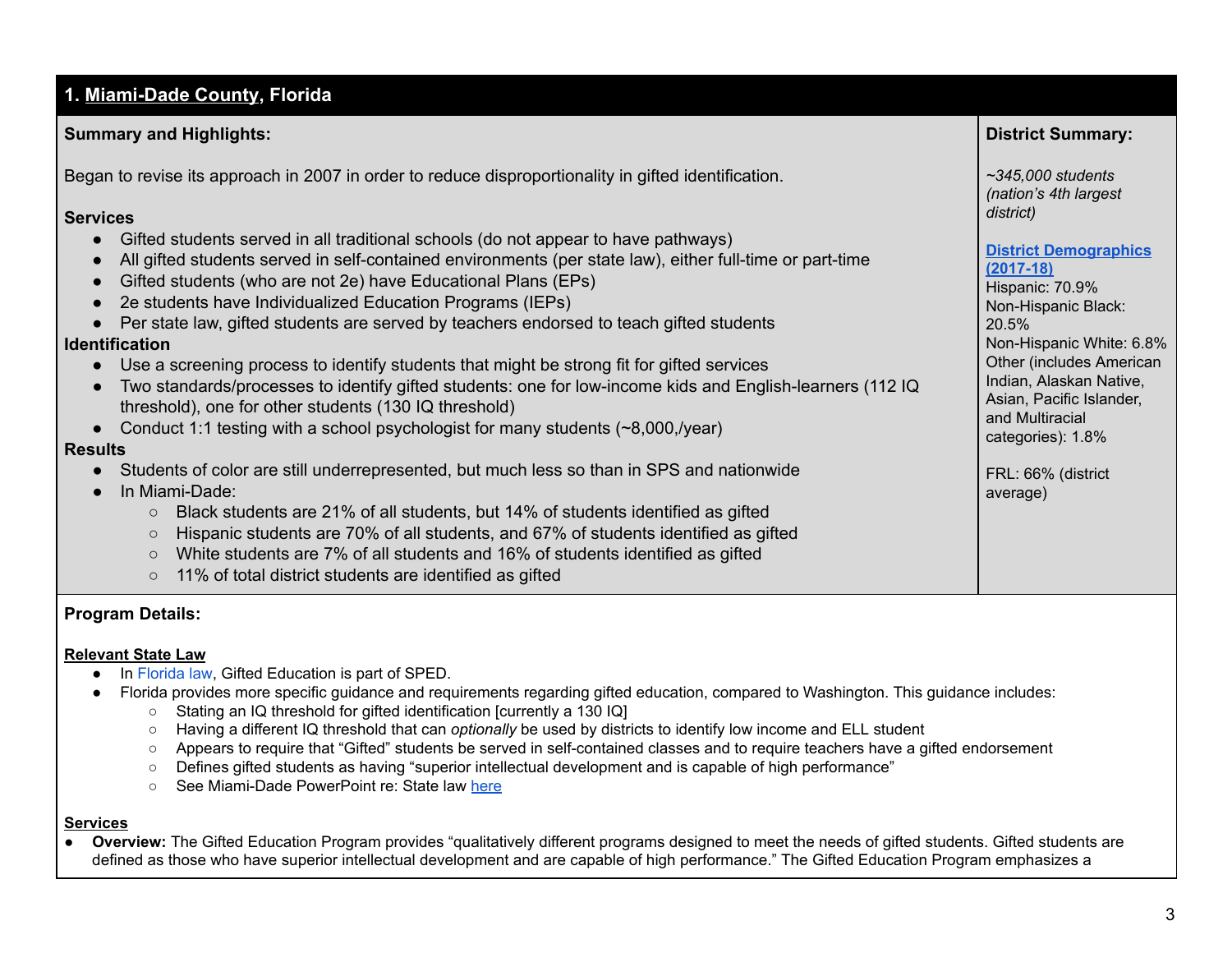## 1. Miami-Dade County, Florida

**Summary and Highlights:**

Began to revise its approach in 2007 in order to reduce disproportionality in gifted identification.

**Services**

- Gifted students served in all traditional schools (do not appear to have pathways)
- All gifted students served in self-contained environments (per state law), either full-time or part-time
- Gifted students (who are not 2e) have Educational Plans (EPs)
- 2e students have Individualized Education Programs (IEPs)
- Per state law, gifted students are served by teachers endorsed to teach gifted students

**Identification**

- Use a screening process to identify students that might be strong fit for gifted services
- Two standards/processes to identify gifted students: one for low-income kids and English-learners (112 IQ threshold), one for other students (130 IQ threshold)
- Conduct 1:1 testing with a school psychologist for many students (~8,000,/year)

**Results**

- Students of color are still underrepresented, but much less so than in SPS and nationwide
- In Miami-Dade:
  - Black students are 21% of all students, but 14% of students identified as gifted
  - Hispanic students are 70% of all students, and 67% of students identified as gifted
  - White students are 7% of all students and 16% of students identified as gifted
  - 11% of total district students are identified as gifted

**District Summary:**

*~345,000 students (nation's 4th largest district)*

**District Demographics (2017-18)**

Hispanic: 70.9%
Non-Hispanic Black: 20.5%
Non-Hispanic White: 6.8%
Other (includes American Indian, Alaskan Native, Asian, Pacific Islander, and Multiracial categories): 1.8%

FRL: 66% (district average)

**Program Details:**

**Relevant State Law**

- In Florida law, Gifted Education is part of SPED.
- Florida provides more specific guidance and requirements regarding gifted education, compared to Washington. This guidance includes:
  - Stating an IQ threshold for gifted identification [currently a 130 IQ]
  - Having a different IQ threshold that can *optionally* be used by districts to identify low income and ELL student
  - Appears to require that "Gifted" students be served in self-contained classes and to require teachers have a gifted endorsement
  - Defines gifted students as having "superior intellectual development and is capable of high performance"
  - See Miami-Dade PowerPoint re: State law here

**Services**

- **Overview:** The Gifted Education Program provides "qualitatively different programs designed to meet the needs of gifted students. Gifted students are defined as those who have superior intellectual development and are capable of high performance." The Gifted Education Program emphasizes a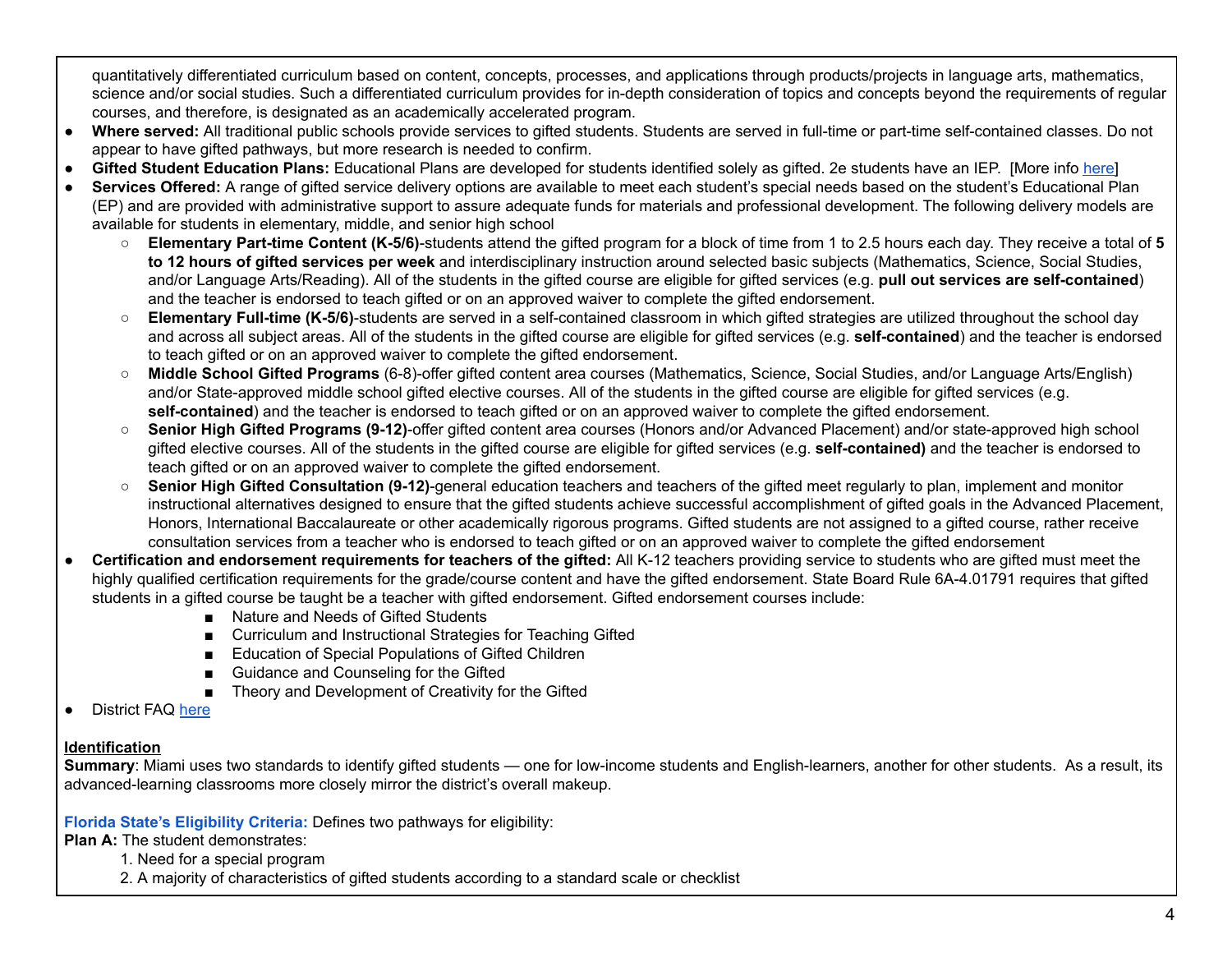quantitatively differentiated curriculum based on content, concepts, processes, and applications through products/projects in language arts, mathematics, science and/or social studies. Such a differentiated curriculum provides for in-depth consideration of topics and concepts beyond the requirements of regular courses, and therefore, is designated as an academically accelerated program.

- **Where served:** All traditional public schools provide services to gifted students. Students are served in full-time or part-time self-contained classes. Do not appear to have gifted pathways, but more research is needed to confirm.
- **Gifted Student Education Plans:** Educational Plans are developed for students identified solely as gifted. 2e students have an IEP. [More info here]
- **Services Offered:** A range of gifted service delivery options are available to meet each student's special needs based on the student's Educational Plan (EP) and are provided with administrative support to assure adequate funds for materials and professional development. The following delivery models are available for students in elementary, middle, and senior high school
  - **Elementary Part-time Content (K-5/6)**-students attend the gifted program for a block of time from 1 to 2.5 hours each day. They receive a total of **5 to 12 hours of gifted services per week** and interdisciplinary instruction around selected basic subjects (Mathematics, Science, Social Studies, and/or Language Arts/Reading). All of the students in the gifted course are eligible for gifted services (e.g. **pull out services are self-contained**) and the teacher is endorsed to teach gifted or on an approved waiver to complete the gifted endorsement.
  - **Elementary Full-time (K-5/6)**-students are served in a self-contained classroom in which gifted strategies are utilized throughout the school day and across all subject areas. All of the students in the gifted course are eligible for gifted services (e.g. **self-contained**) and the teacher is endorsed to teach gifted or on an approved waiver to complete the gifted endorsement.
  - **Middle School Gifted Programs** (6-8)-offer gifted content area courses (Mathematics, Science, Social Studies, and/or Language Arts/English) and/or State-approved middle school gifted elective courses. All of the students in the gifted course are eligible for gifted services (e.g. **self-contained**) and the teacher is endorsed to teach gifted or on an approved waiver to complete the gifted endorsement.
  - **Senior High Gifted Programs (9-12)**-offer gifted content area courses (Honors and/or Advanced Placement) and/or state-approved high school gifted elective courses. All of the students in the gifted course are eligible for gifted services (e.g. **self-contained)** and the teacher is endorsed to teach gifted or on an approved waiver to complete the gifted endorsement.
  - **Senior High Gifted Consultation (9-12)**-general education teachers and teachers of the gifted meet regularly to plan, implement and monitor instructional alternatives designed to ensure that the gifted students achieve successful accomplishment of gifted goals in the Advanced Placement, Honors, International Baccalaureate or other academically rigorous programs. Gifted students are not assigned to a gifted course, rather receive consultation services from a teacher who is endorsed to teach gifted or on an approved waiver to complete the gifted endorsement
- **Certification and endorsement requirements for teachers of the gifted:** All K-12 teachers providing service to students who are gifted must meet the highly qualified certification requirements for the grade/course content and have the gifted endorsement. State Board Rule 6A-4.01791 requires that gifted students in a gifted course be taught be a teacher with gifted endorsement. Gifted endorsement courses include:
  - Nature and Needs of Gifted Students
  - Curriculum and Instructional Strategies for Teaching Gifted
  - Education of Special Populations of Gifted Children
  - Guidance and Counseling for the Gifted
  - Theory and Development of Creativity for the Gifted
- District FAQ here

**Identification**

**Summary**: Miami uses two standards to identify gifted students — one for low-income students and English-learners, another for other students. As a result, its advanced-learning classrooms more closely mirror the district's overall makeup.

**Florida State's Eligibility Criteria:** Defines two pathways for eligibility:

**Plan A:** The student demonstrates:

1. Need for a special program
2. A majority of characteristics of gifted students according to a standard scale or checklist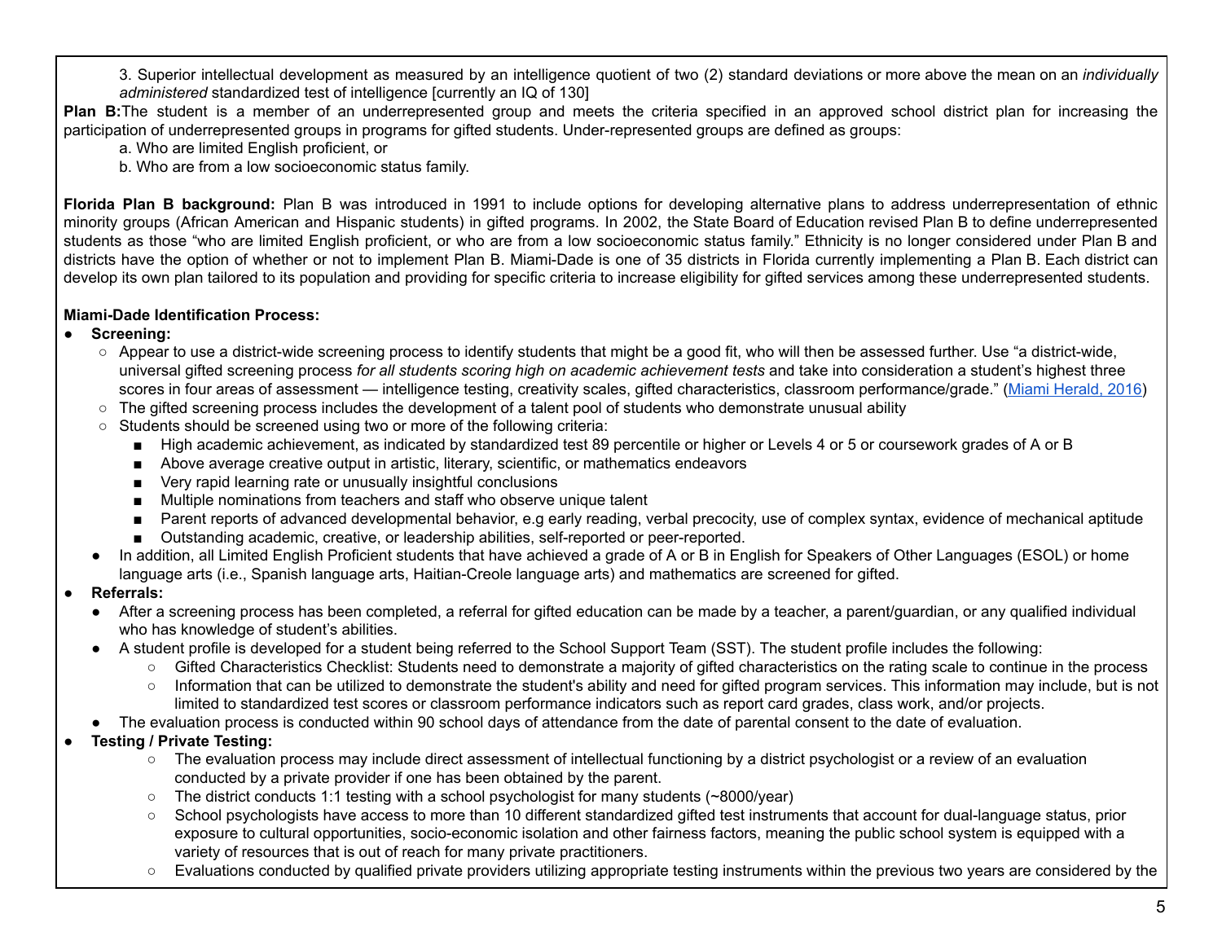3. Superior intellectual development as measured by an intelligence quotient of two (2) standard deviations or more above the mean on an *individually administered* standardized test of intelligence [currently an IQ of 130]

**Plan B:** The student is a member of an underrepresented group and meets the criteria specified in an approved school district plan for increasing the participation of underrepresented groups in programs for gifted students. Under-represented groups are defined as groups:

a. Who are limited English proficient, or

b. Who are from a low socioeconomic status family.

**Florida Plan B background:** Plan B was introduced in 1991 to include options for developing alternative plans to address underrepresentation of ethnic minority groups (African American and Hispanic students) in gifted programs. In 2002, the State Board of Education revised Plan B to define underrepresented students as those "who are limited English proficient, or who are from a low socioeconomic status family." Ethnicity is no longer considered under Plan B and districts have the option of whether or not to implement Plan B. Miami-Dade is one of 35 districts in Florida currently implementing a Plan B. Each district can develop its own plan tailored to its population and providing for specific criteria to increase eligibility for gifted services among these underrepresented students.

**Miami-Dade Identification Process:**

- **Screening:**
  - Appear to use a district-wide screening process to identify students that might be a good fit, who will then be assessed further. Use "a district-wide, universal gifted screening process *for all students scoring high on academic achievement tests* and take into consideration a student's highest three scores in four areas of assessment — intelligence testing, creativity scales, gifted characteristics, classroom performance/grade." (Miami Herald, 2016)
  - The gifted screening process includes the development of a talent pool of students who demonstrate unusual ability
  - Students should be screened using two or more of the following criteria:
    - High academic achievement, as indicated by standardized test 89 percentile or higher or Levels 4 or 5 or coursework grades of A or B
    - Above average creative output in artistic, literary, scientific, or mathematics endeavors
    - Very rapid learning rate or unusually insightful conclusions
    - Multiple nominations from teachers and staff who observe unique talent
    - Parent reports of advanced developmental behavior, e.g early reading, verbal precocity, use of complex syntax, evidence of mechanical aptitude
    - Outstanding academic, creative, or leadership abilities, self-reported or peer-reported.
  - In addition, all Limited English Proficient students that have achieved a grade of A or B in English for Speakers of Other Languages (ESOL) or home language arts (i.e., Spanish language arts, Haitian-Creole language arts) and mathematics are screened for gifted.
- **Referrals:**
  - After a screening process has been completed, a referral for gifted education can be made by a teacher, a parent/guardian, or any qualified individual who has knowledge of student's abilities.
  - A student profile is developed for a student being referred to the School Support Team (SST). The student profile includes the following:
    - Gifted Characteristics Checklist: Students need to demonstrate a majority of gifted characteristics on the rating scale to continue in the process
    - Information that can be utilized to demonstrate the student's ability and need for gifted program services. This information may include, but is not limited to standardized test scores or classroom performance indicators such as report card grades, class work, and/or projects.
  - The evaluation process is conducted within 90 school days of attendance from the date of parental consent to the date of evaluation.
- **Testing / Private Testing:**
  - The evaluation process may include direct assessment of intellectual functioning by a district psychologist or a review of an evaluation conducted by a private provider if one has been obtained by the parent.
  - The district conducts 1:1 testing with a school psychologist for many students (~8000/year)
  - School psychologists have access to more than 10 different standardized gifted test instruments that account for dual-language status, prior exposure to cultural opportunities, socio-economic isolation and other fairness factors, meaning the public school system is equipped with a variety of resources that is out of reach for many private practitioners.
  - Evaluations conducted by qualified private providers utilizing appropriate testing instruments within the previous two years are considered by the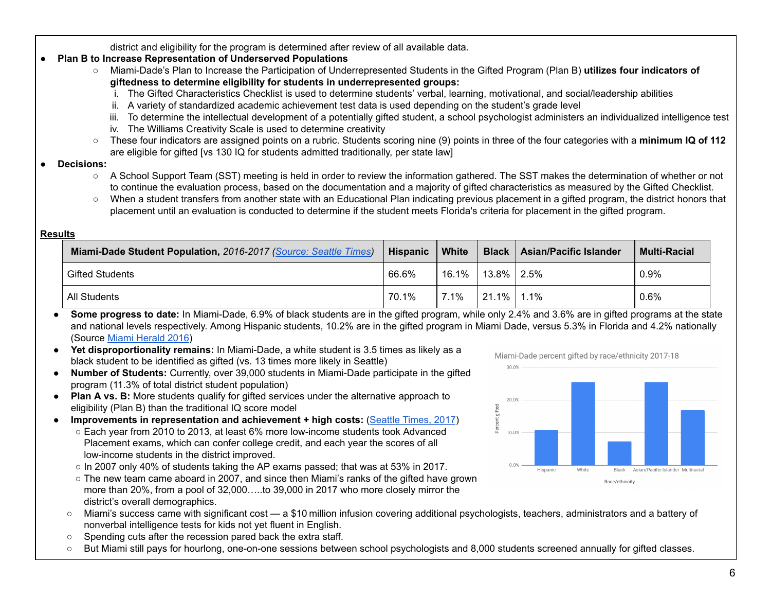district and eligibility for the program is determined after review of all available data.

- **Plan B to Increase Representation of Underserved Populations**
  - Miami-Dade's Plan to Increase the Participation of Underrepresented Students in the Gifted Program (Plan B) **utilizes four indicators of giftedness to determine eligibility for students in underrepresented groups:**
    1. The Gifted Characteristics Checklist is used to determine students' verbal, learning, motivational, and social/leadership abilities
    2. A variety of standardized academic achievement test data is used depending on the student's grade level
    3. To determine the intellectual development of a potentially gifted student, a school psychologist administers an individualized intelligence test
    4. The Williams Creativity Scale is used to determine creativity
  - These four indicators are assigned points on a rubric. Students scoring nine (9) points in three of the four categories with a **minimum IQ of 112** are eligible for gifted [vs 130 IQ for students admitted traditionally, per state law]
- **Decisions:**
  - A School Support Team (SST) meeting is held in order to review the information gathered. The SST makes the determination of whether or not to continue the evaluation process, based on the documentation and a majority of gifted characteristics as measured by the Gifted Checklist.
  - When a student transfers from another state with an Educational Plan indicating previous placement in a gifted program, the district honors that placement until an evaluation is conducted to determine if the student meets Florida's criteria for placement in the gifted program.

**Results**

| **Miami-Dade Student Population,** *2016-2017 (Source: Seattle Times)* | **Hispanic** | **White** | **Black** | **Asian/Pacific Islander** | **Multi-Racial** |
|---|---|---|---|---|---|
| Gifted Students | 66.6% | 16.1% | 13.8% | 2.5% | 0.9% |
| All Students | 70.1% | 7.1% | 21.1% | 1.1% | 0.6% |

- **Some progress to date:** In Miami-Dade, 6.9% of black students are in the gifted program, while only 2.4% and 3.6% are in gifted programs at the state and national levels respectively. Among Hispanic students, 10.2% are in the gifted program in Miami Dade, versus 5.3% in Florida and 4.2% nationally (Source Miami Herald 2016)
- **Yet disproportionality remains:** In Miami-Dade, a white student is 3.5 times as likely as a black student to be identified as gifted (vs. 13 times more likely in Seattle)
- **Number of Students:** Currently, over 39,000 students in Miami-Dade participate in the gifted program (11.3% of total district student population)
- **Plan A vs. B:** More students qualify for gifted services under the alternative approach to eligibility (Plan B) than the traditional IQ score model
- **Improvements in representation and achievement + high costs:** (Seattle Times, 2017)
  - Each year from 2010 to 2013, at least 6% more low-income students took Advanced Placement exams, which can confer college credit, and each year the scores of all low-income students in the district improved.
  - In 2007 only 40% of students taking the AP exams passed; that was at 53% in 2017.
  - The new team came aboard in 2007, and since then Miami's ranks of the gifted have grown more than 20%, from a pool of 32,000…..to 39,000 in 2017 who more closely mirror the district's overall demographics.
  - Miami's success came with significant cost — a $10 million infusion covering additional psychologists, teachers, administrators and a battery of nonverbal intelligence tests for kids not yet fluent in English.
  - Spending cuts after the recession pared back the extra staff.
  - But Miami still pays for hourlong, one-on-one sessions between school psychologists and 8,000 students screened annually for gifted classes.

Miami-Dade percent gifted by race/ethnicity 2017-18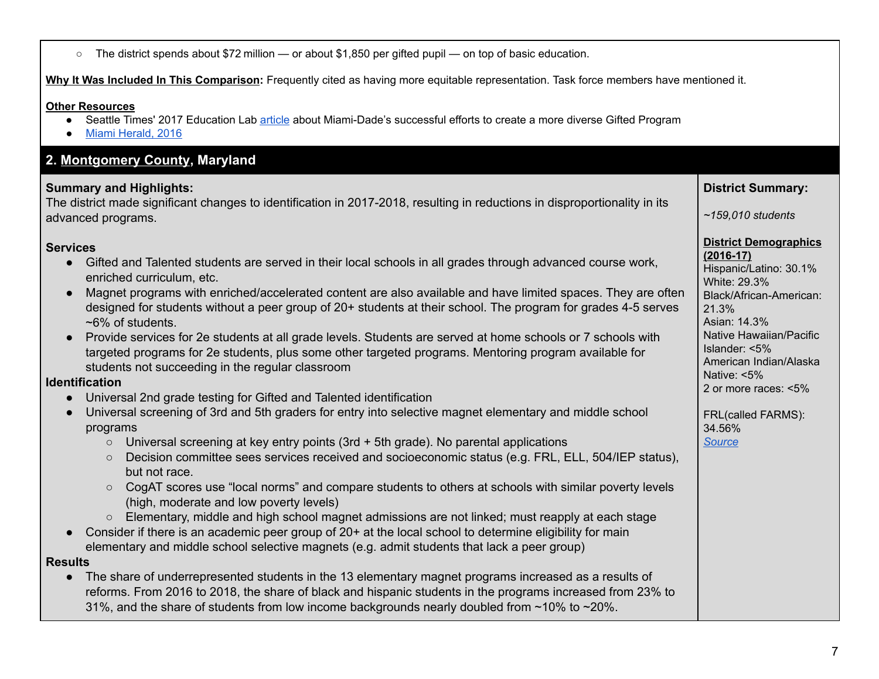- The district spends about $72 million — or about $1,850 per gifted pupil — on top of basic education.

**Why It Was Included In This Comparison:** Frequently cited as having more equitable representation. Task force members have mentioned it.

**Other Resources**

- Seattle Times' 2017 Education Lab article about Miami-Dade's successful efforts to create a more diverse Gifted Program
- Miami Herald, 2016

## 2. Montgomery County, Maryland

**Summary and Highlights:**
The district made significant changes to identification in 2017-2018, resulting in reductions in disproportionality in its advanced programs.

**Services**

- Gifted and Talented students are served in their local schools in all grades through advanced course work, enriched curriculum, etc.
- Magnet programs with enriched/accelerated content are also available and have limited spaces. They are often designed for students without a peer group of 20+ students at their school. The program for grades 4-5 serves ~6% of students.
- Provide services for 2e students at all grade levels. Students are served at home schools or 7 schools with targeted programs for 2e students, plus some other targeted programs. Mentoring program available for students not succeeding in the regular classroom

**Identification**

- Universal 2nd grade testing for Gifted and Talented identification
- Universal screening of 3rd and 5th graders for entry into selective magnet elementary and middle school programs
  - Universal screening at key entry points (3rd + 5th grade). No parental applications
  - Decision committee sees services received and socioeconomic status (e.g. FRL, ELL, 504/IEP status), but not race.
  - CogAT scores use "local norms" and compare students to others at schools with similar poverty levels (high, moderate and low poverty levels)
  - Elementary, middle and high school magnet admissions are not linked; must reapply at each stage
- Consider if there is an academic peer group of 20+ at the local school to determine eligibility for main elementary and middle school selective magnets (e.g. admit students that lack a peer group)

**Results**

- The share of underrepresented students in the 13 elementary magnet programs increased as a results of reforms. From 2016 to 2018, the share of black and hispanic students in the programs increased from 23% to 31%, and the share of students from low income backgrounds nearly doubled from ~10% to ~20%.

**District Summary:**

*~159,010 students*

**District Demographics (2016-17)**
Hispanic/Latino: 30.1%
White: 29.3%
Black/African-American: 21.3%
Asian: 14.3%
Native Hawaiian/Pacific Islander: <5%
American Indian/Alaska Native: <5%
2 or more races: <5%

FRL(called FARMS): 34.56%
*Source*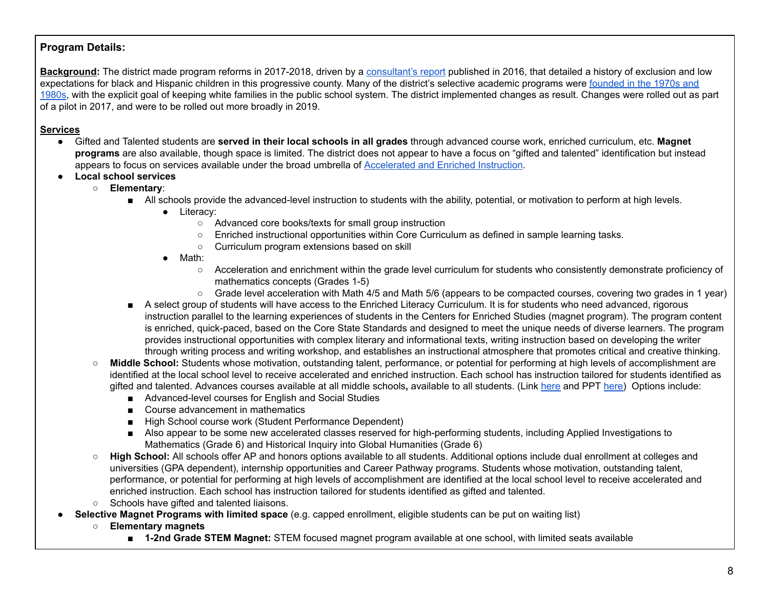**Program Details:**

**Background:** The district made program reforms in 2017-2018, driven by a consultant's report published in 2016, that detailed a history of exclusion and low expectations for black and Hispanic children in this progressive county. Many of the district's selective academic programs were founded in the 1970s and 1980s, with the explicit goal of keeping white families in the public school system. The district implemented changes as result. Changes were rolled out as part of a pilot in 2017, and were to be rolled out more broadly in 2019.

**Services**

- Gifted and Talented students are **served in their local schools in all grades** through advanced course work, enriched curriculum, etc. **Magnet programs** are also available, though space is limited. The district does not appear to have a focus on "gifted and talented" identification but instead appears to focus on services available under the broad umbrella of Accelerated and Enriched Instruction.
- **Local school services**
  - **Elementary**:
    - All schools provide the advanced-level instruction to students with the ability, potential, or motivation to perform at high levels.
      - Literacy:
        - Advanced core books/texts for small group instruction
        - Enriched instructional opportunities within Core Curriculum as defined in sample learning tasks.
        - Curriculum program extensions based on skill
      - Math:
        - Acceleration and enrichment within the grade level curriculum for students who consistently demonstrate proficiency of mathematics concepts (Grades 1-5)
        - Grade level acceleration with Math 4/5 and Math 5/6 (appears to be compacted courses, covering two grades in 1 year)
    - A select group of students will have access to the Enriched Literacy Curriculum. It is for students who need advanced, rigorous instruction parallel to the learning experiences of students in the Centers for Enriched Studies (magnet program). The program content is enriched, quick-paced, based on the Core State Standards and designed to meet the unique needs of diverse learners. The program provides instructional opportunities with complex literary and informational texts, writing instruction based on developing the writer through writing process and writing workshop, and establishes an instructional atmosphere that promotes critical and creative thinking.
  - **Middle School:** Students whose motivation, outstanding talent, performance, or potential for performing at high levels of accomplishment are identified at the local school level to receive accelerated and enriched instruction. Each school has instruction tailored for students identified as gifted and talented. Advances courses available at all middle schools**,** available to all students. (Link here and PPT here) Options include:
    - Advanced-level courses for English and Social Studies
    - Course advancement in mathematics
    - High School course work (Student Performance Dependent)
    - Also appear to be some new accelerated classes reserved for high-performing students, including Applied Investigations to Mathematics (Grade 6) and Historical Inquiry into Global Humanities (Grade 6)
  - **High School:** All schools offer AP and honors options available to all students. Additional options include dual enrollment at colleges and universities (GPA dependent), internship opportunities and Career Pathway programs. Students whose motivation, outstanding talent, performance, or potential for performing at high levels of accomplishment are identified at the local school level to receive accelerated and enriched instruction. Each school has instruction tailored for students identified as gifted and talented.
  - Schools have gifted and talented liaisons.
- **Selective Magnet Programs with limited space** (e.g. capped enrollment, eligible students can be put on waiting list)
  - **Elementary magnets**
    - **1-2nd Grade STEM Magnet:** STEM focused magnet program available at one school, with limited seats available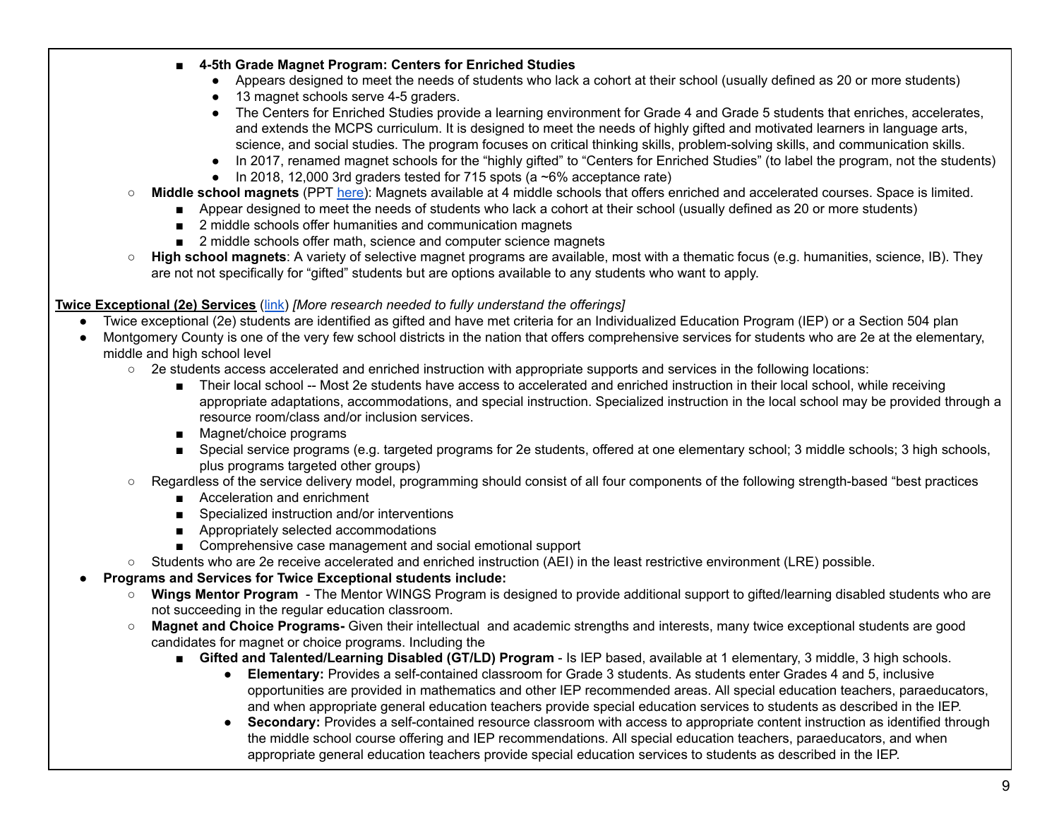- **4-5th Grade Magnet Program: Centers for Enriched Studies**
  - Appears designed to meet the needs of students who lack a cohort at their school (usually defined as 20 or more students)
  - 13 magnet schools serve 4-5 graders.
  - The Centers for Enriched Studies provide a learning environment for Grade 4 and Grade 5 students that enriches, accelerates, and extends the MCPS curriculum. It is designed to meet the needs of highly gifted and motivated learners in language arts, science, and social studies. The program focuses on critical thinking skills, problem-solving skills, and communication skills.
  - In 2017, renamed magnet schools for the "highly gifted" to "Centers for Enriched Studies" (to label the program, not the students)
  - In 2018, 12,000 3rd graders tested for 715 spots (a ~6% acceptance rate)
- **Middle school magnets** (PPT here): Magnets available at 4 middle schools that offers enriched and accelerated courses. Space is limited.
  - Appear designed to meet the needs of students who lack a cohort at their school (usually defined as 20 or more students)
  - 2 middle schools offer humanities and communication magnets
  - 2 middle schools offer math, science and computer science magnets
- **High school magnets**: A variety of selective magnet programs are available, most with a thematic focus (e.g. humanities, science, IB). They are not not specifically for "gifted" students but are options available to any students who want to apply.

**Twice Exceptional (2e) Services** (link) *[More research needed to fully understand the offerings]*

- Twice exceptional (2e) students are identified as gifted and have met criteria for an Individualized Education Program (IEP) or a Section 504 plan
- Montgomery County is one of the very few school districts in the nation that offers comprehensive services for students who are 2e at the elementary, middle and high school level
  - 2e students access accelerated and enriched instruction with appropriate supports and services in the following locations:
    - Their local school -- Most 2e students have access to accelerated and enriched instruction in their local school, while receiving appropriate adaptations, accommodations, and special instruction. Specialized instruction in the local school may be provided through a resource room/class and/or inclusion services.
    - Magnet/choice programs
    - Special service programs (e.g. targeted programs for 2e students, offered at one elementary school; 3 middle schools; 3 high schools, plus programs targeted other groups)
  - Regardless of the service delivery model, programming should consist of all four components of the following strength-based "best practices
    - Acceleration and enrichment
    - Specialized instruction and/or interventions
    - Appropriately selected accommodations
    - Comprehensive case management and social emotional support
  - Students who are 2e receive accelerated and enriched instruction (AEI) in the least restrictive environment (LRE) possible.
- **Programs and Services for Twice Exceptional students include:**
  - **Wings Mentor Program** - The Mentor WINGS Program is designed to provide additional support to gifted/learning disabled students who are not succeeding in the regular education classroom.
  - **Magnet and Choice Programs-** Given their intellectual and academic strengths and interests, many twice exceptional students are good candidates for magnet or choice programs. Including the
    - **Gifted and Talented/Learning Disabled (GT/LD) Program** - Is IEP based, available at 1 elementary, 3 middle, 3 high schools.
      - **Elementary:** Provides a self-contained classroom for Grade 3 students. As students enter Grades 4 and 5, inclusive opportunities are provided in mathematics and other IEP recommended areas. All special education teachers, paraeducators, and when appropriate general education teachers provide special education services to students as described in the IEP.
      - **Secondary:** Provides a self-contained resource classroom with access to appropriate content instruction as identified through the middle school course offering and IEP recommendations. All special education teachers, paraeducators, and when appropriate general education teachers provide special education services to students as described in the IEP.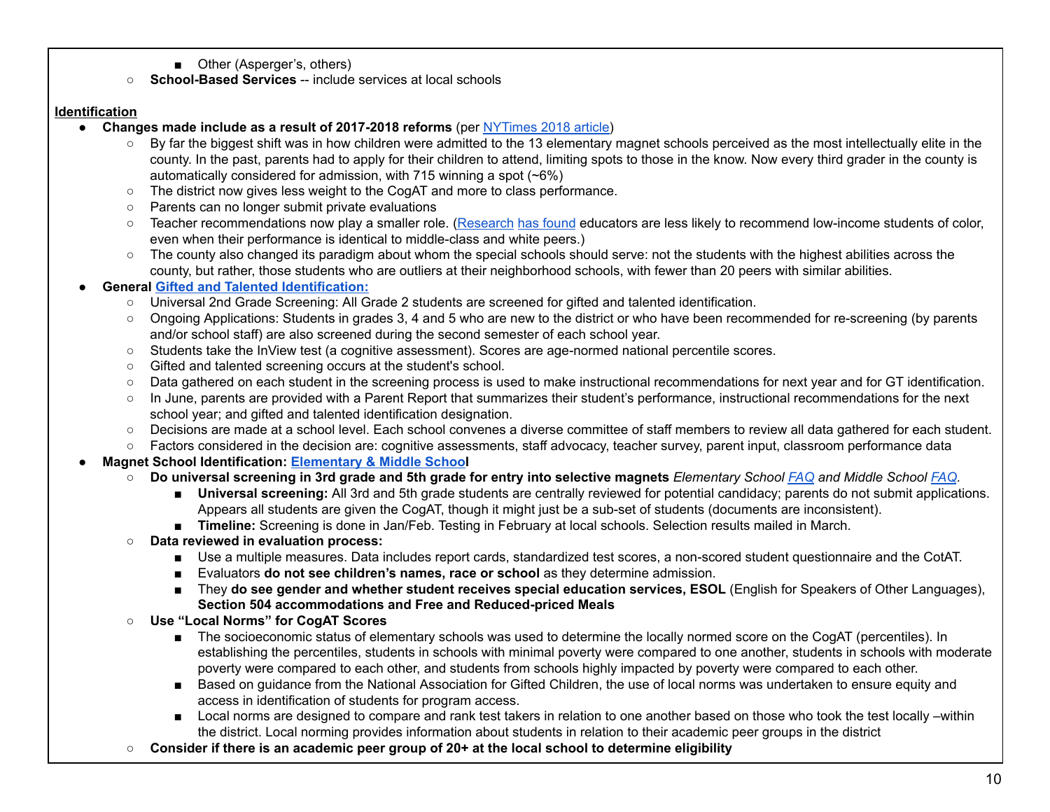- Other (Asperger's, others)
    - **School-Based Services** -- include services at local schools

**Identification**

- **Changes made include as a result of 2017-2018 reforms** (per NYTimes 2018 article)
    - By far the biggest shift was in how children were admitted to the 13 elementary magnet schools perceived as the most intellectually elite in the county. In the past, parents had to apply for their children to attend, limiting spots to those in the know. Now every third grader in the county is automatically considered for admission, with 715 winning a spot (~6%)
    - The district now gives less weight to the CogAT and more to class performance.
    - Parents can no longer submit private evaluations
    - Teacher recommendations now play a smaller role. (Research has found educators are less likely to recommend low-income students of color, even when their performance is identical to middle-class and white peers.)
    - The county also changed its paradigm about whom the special schools should serve: not the students with the highest abilities across the county, but rather, those students who are outliers at their neighborhood schools, with fewer than 20 peers with similar abilities.
- **General Gifted and Talented Identification:**
    - Universal 2nd Grade Screening: All Grade 2 students are screened for gifted and talented identification.
    - Ongoing Applications: Students in grades 3, 4 and 5 who are new to the district or who have been recommended for re-screening (by parents and/or school staff) are also screened during the second semester of each school year.
    - Students take the InView test (a cognitive assessment). Scores are age-normed national percentile scores.
    - Gifted and talented screening occurs at the student's school.
    - Data gathered on each student in the screening process is used to make instructional recommendations for next year and for GT identification.
    - In June, parents are provided with a Parent Report that summarizes their student's performance, instructional recommendations for the next school year; and gifted and talented identification designation.
    - Decisions are made at a school level. Each school convenes a diverse committee of staff members to review all data gathered for each student.
    - Factors considered in the decision are: cognitive assessments, staff advocacy, teacher survey, parent input, classroom performance data
- **Magnet School Identification: Elementary & Middle School**
    - **Do universal screening in 3rd grade and 5th grade for entry into selective magnets** *Elementary School FAQ and Middle School FAQ.*
        - **Universal screening:** All 3rd and 5th grade students are centrally reviewed for potential candidacy; parents do not submit applications. Appears all students are given the CogAT, though it might just be a sub-set of students (documents are inconsistent).
        - **Timeline:** Screening is done in Jan/Feb. Testing in February at local schools. Selection results mailed in March.
    - **Data reviewed in evaluation process:**
        - Use a multiple measures. Data includes report cards, standardized test scores, a non-scored student questionnaire and the CotAT.
        - Evaluators **do not see children's names, race or school** as they determine admission.
        - They **do see gender and whether student receives special education services, ESOL** (English for Speakers of Other Languages), **Section 504 accommodations and Free and Reduced-priced Meals**
    - **Use "Local Norms" for CogAT Scores**
        - The socioeconomic status of elementary schools was used to determine the locally normed score on the CogAT (percentiles). In establishing the percentiles, students in schools with minimal poverty were compared to one another, students in schools with moderate poverty were compared to each other, and students from schools highly impacted by poverty were compared to each other.
        - Based on guidance from the National Association for Gifted Children, the use of local norms was undertaken to ensure equity and access in identification of students for program access.
        - Local norms are designed to compare and rank test takers in relation to one another based on those who took the test locally –within the district. Local norming provides information about students in relation to their academic peer groups in the district
    - **Consider if there is an academic peer group of 20+ at the local school to determine eligibility**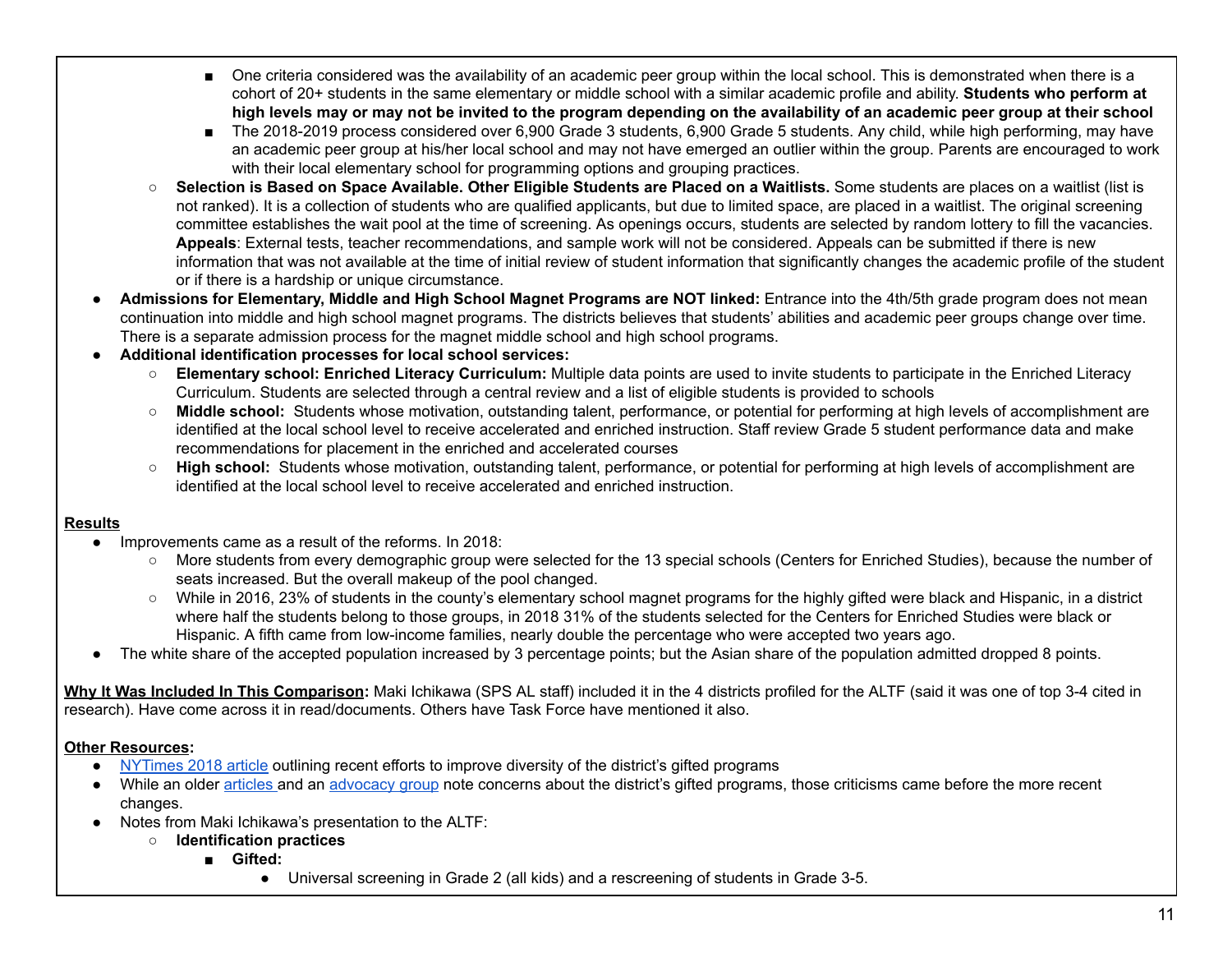- One criteria considered was the availability of an academic peer group within the local school. This is demonstrated when there is a cohort of 20+ students in the same elementary or middle school with a similar academic profile and ability. **Students who perform at high levels may or may not be invited to the program depending on the availability of an academic peer group at their school**
        - The 2018-2019 process considered over 6,900 Grade 3 students, 6,900 Grade 5 students. Any child, while high performing, may have an academic peer group at his/her local school and may not have emerged an outlier within the group. Parents are encouraged to work with their local elementary school for programming options and grouping practices.
    - **Selection is Based on Space Available. Other Eligible Students are Placed on a Waitlists.** Some students are places on a waitlist (list is not ranked). It is a collection of students who are qualified applicants, but due to limited space, are placed in a waitlist. The original screening committee establishes the wait pool at the time of screening. As openings occurs, students are selected by random lottery to fill the vacancies. **Appeals**: External tests, teacher recommendations, and sample work will not be considered. Appeals can be submitted if there is new information that was not available at the time of initial review of student information that significantly changes the academic profile of the student or if there is a hardship or unique circumstance.
- **Admissions for Elementary, Middle and High School Magnet Programs are NOT linked:** Entrance into the 4th/5th grade program does not mean continuation into middle and high school magnet programs. The districts believes that students' abilities and academic peer groups change over time. There is a separate admission process for the magnet middle school and high school programs.
- **Additional identification processes for local school services:**
    - **Elementary school: Enriched Literacy Curriculum:** Multiple data points are used to invite students to participate in the Enriched Literacy Curriculum. Students are selected through a central review and a list of eligible students is provided to schools
    - **Middle school:** Students whose motivation, outstanding talent, performance, or potential for performing at high levels of accomplishment are identified at the local school level to receive accelerated and enriched instruction. Staff review Grade 5 student performance data and make recommendations for placement in the enriched and accelerated courses
    - **High school:** Students whose motivation, outstanding talent, performance, or potential for performing at high levels of accomplishment are identified at the local school level to receive accelerated and enriched instruction.

**Results**

- Improvements came as a result of the reforms. In 2018:
    - More students from every demographic group were selected for the 13 special schools (Centers for Enriched Studies), because the number of seats increased. But the overall makeup of the pool changed.
    - While in 2016, 23% of students in the county's elementary school magnet programs for the highly gifted were black and Hispanic, in a district where half the students belong to those groups, in 2018 31% of the students selected for the Centers for Enriched Studies were black or Hispanic. A fifth came from low-income families, nearly double the percentage who were accepted two years ago.
- The white share of the accepted population increased by 3 percentage points; but the Asian share of the population admitted dropped 8 points.

**Why It Was Included In This Comparison:** Maki Ichikawa (SPS AL staff) included it in the 4 districts profiled for the ALTF (said it was one of top 3-4 cited in research). Have come across it in read/documents. Others have Task Force have mentioned it also.

**Other Resources:**

- NYTimes 2018 article outlining recent efforts to improve diversity of the district's gifted programs
- While an older articles and an advocacy group note concerns about the district's gifted programs, those criticisms came before the more recent changes.
- Notes from Maki Ichikawa's presentation to the ALTF:
    - **Identification practices**
        - **Gifted:**
            - Universal screening in Grade 2 (all kids) and a rescreening of students in Grade 3-5.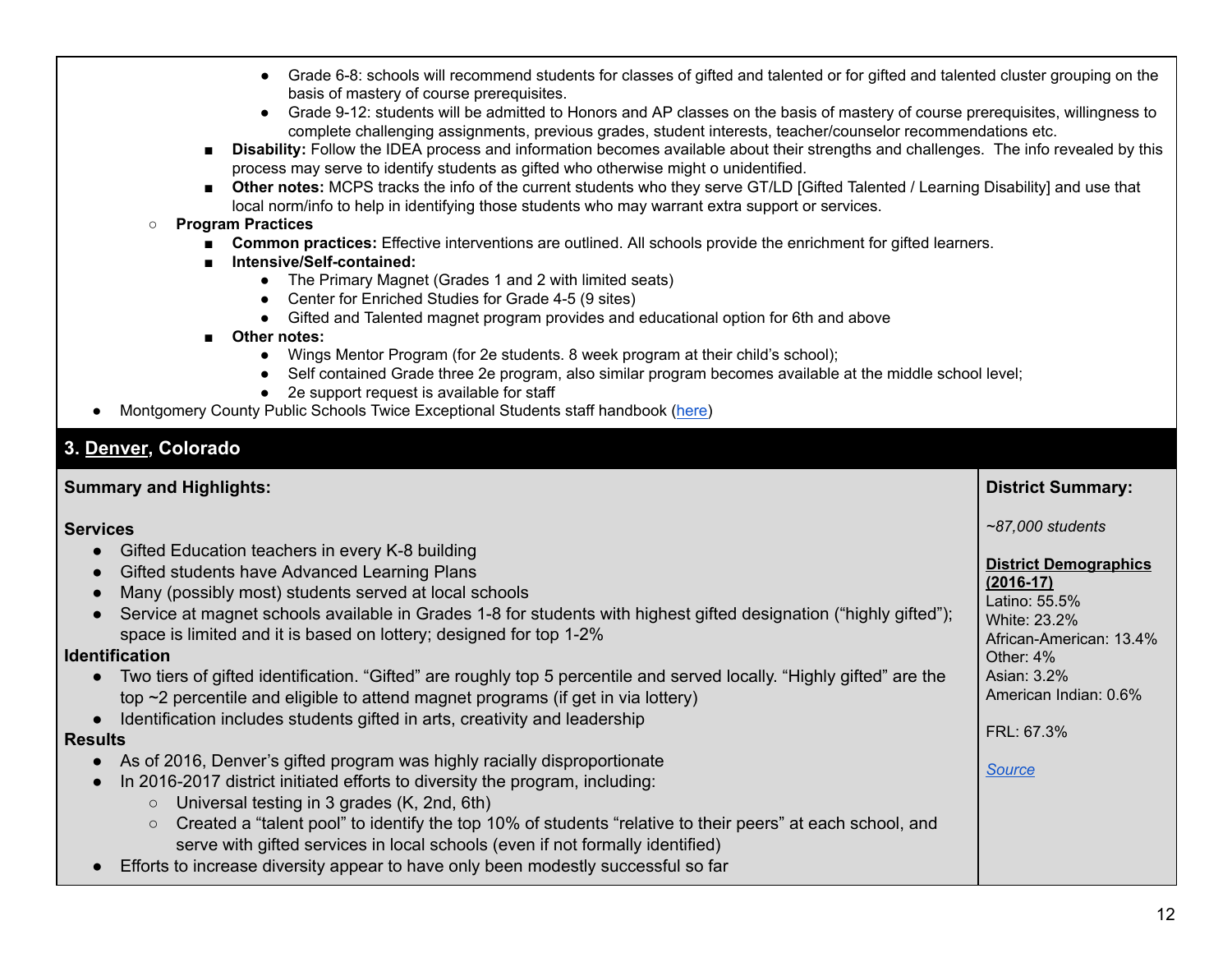- Grade 6-8: schools will recommend students for classes of gifted and talented or for gifted and talented cluster grouping on the basis of mastery of course prerequisites.
            - Grade 9-12: students will be admitted to Honors and AP classes on the basis of mastery of course prerequisites, willingness to complete challenging assignments, previous grades, student interests, teacher/counselor recommendations etc.
        - **Disability:** Follow the IDEA process and information becomes available about their strengths and challenges. The info revealed by this process may serve to identify students as gifted who otherwise might o unidentified.
        - **Other notes:** MCPS tracks the info of the current students who they serve GT/LD [Gifted Talented / Learning Disability] and use that local norm/info to help in identifying those students who may warrant extra support or services.
    - **Program Practices**
        - **Common practices:** Effective interventions are outlined. All schools provide the enrichment for gifted learners.
        - **Intensive/Self-contained:**
            - The Primary Magnet (Grades 1 and 2 with limited seats)
            - Center for Enriched Studies for Grade 4-5 (9 sites)
            - Gifted and Talented magnet program provides and educational option for 6th and above
        - **Other notes:**
            - Wings Mentor Program (for 2e students. 8 week program at their child's school);
            - Self contained Grade three 2e program, also similar program becomes available at the middle school level;
            - 2e support request is available for staff
- Montgomery County Public Schools Twice Exceptional Students staff handbook (here)

## 3. Denver, Colorado

**Summary and Highlights:**

**Services**
- Gifted Education teachers in every K-8 building
- Gifted students have Advanced Learning Plans
- Many (possibly most) students served at local schools
- Service at magnet schools available in Grades 1-8 for students with highest gifted designation ("highly gifted"); space is limited and it is based on lottery; designed for top 1-2%

**Identification**
- Two tiers of gifted identification. "Gifted" are roughly top 5 percentile and served locally. "Highly gifted" are the top ~2 percentile and eligible to attend magnet programs (if get in via lottery)
- Identification includes students gifted in arts, creativity and leadership

**Results**
- As of 2016, Denver's gifted program was highly racially disproportionate
- In 2016-2017 district initiated efforts to diversity the program, including:
    - Universal testing in 3 grades (K, 2nd, 6th)
    - Created a "talent pool" to identify the top 10% of students "relative to their peers" at each school, and serve with gifted services in local schools (even if not formally identified)
- Efforts to increase diversity appear to have only been modestly successful so far

**District Summary:**

*~87,000 students*

**District Demographics (2016-17)**
Latino: 55.5%
White: 23.2%
African-American: 13.4%
Other: 4%
Asian: 3.2%
American Indian: 0.6%

FRL: 67.3%

*Source*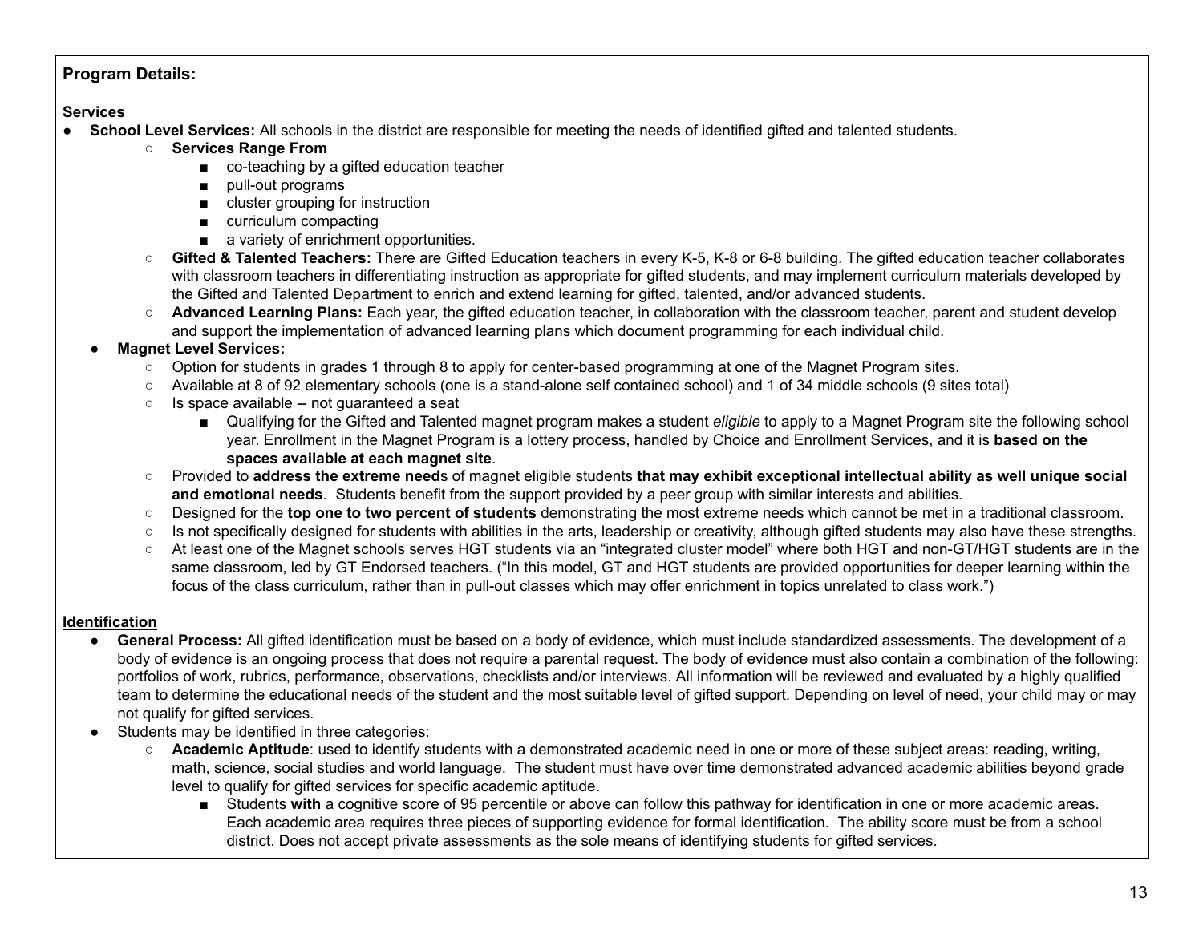**Program Details:**

**Services**

- **School Level Services:** All schools in the district are responsible for meeting the needs of identified gifted and talented students.
    - **Services Range From**
        - co-teaching by a gifted education teacher
        - pull-out programs
        - cluster grouping for instruction
        - curriculum compacting
        - a variety of enrichment opportunities.
    - **Gifted & Talented Teachers:** There are Gifted Education teachers in every K-5, K-8 or 6-8 building. The gifted education teacher collaborates with classroom teachers in differentiating instruction as appropriate for gifted students, and may implement curriculum materials developed by the Gifted and Talented Department to enrich and extend learning for gifted, talented, and/or advanced students.
    - **Advanced Learning Plans:** Each year, the gifted education teacher, in collaboration with the classroom teacher, parent and student develop and support the implementation of advanced learning plans which document programming for each individual child.
- **Magnet Level Services:**
    - Option for students in grades 1 through 8 to apply for center-based programming at one of the Magnet Program sites.
    - Available at 8 of 92 elementary schools (one is a stand-alone self contained school) and 1 of 34 middle schools (9 sites total)
    - Is space available -- not guaranteed a seat
        - Qualifying for the Gifted and Talented magnet program makes a student *eligible* to apply to a Magnet Program site the following school year. Enrollment in the Magnet Program is a lottery process, handled by Choice and Enrollment Services, and it is **based on the spaces available at each magnet site**.
    - Provided to **address the extreme need**s of magnet eligible students **that may exhibit exceptional intellectual ability as well unique social and emotional needs**. Students benefit from the support provided by a peer group with similar interests and abilities.
    - Designed for the **top one to two percent of students** demonstrating the most extreme needs which cannot be met in a traditional classroom.
    - Is not specifically designed for students with abilities in the arts, leadership or creativity, although gifted students may also have these strengths.
    - At least one of the Magnet schools serves HGT students via an "integrated cluster model" where both HGT and non-GT/HGT students are in the same classroom, led by GT Endorsed teachers. ("In this model, GT and HGT students are provided opportunities for deeper learning within the focus of the class curriculum, rather than in pull-out classes which may offer enrichment in topics unrelated to class work.")

**Identification**

- **General Process:** All gifted identification must be based on a body of evidence, which must include standardized assessments. The development of a body of evidence is an ongoing process that does not require a parental request. The body of evidence must also contain a combination of the following: portfolios of work, rubrics, performance, observations, checklists and/or interviews. All information will be reviewed and evaluated by a highly qualified team to determine the educational needs of the student and the most suitable level of gifted support. Depending on level of need, your child may or may not qualify for gifted services.
- Students may be identified in three categories:
    - **Academic Aptitude**: used to identify students with a demonstrated academic need in one or more of these subject areas: reading, writing, math, science, social studies and world language. The student must have over time demonstrated advanced academic abilities beyond grade level to qualify for gifted services for specific academic aptitude.
        - Students **with** a cognitive score of 95 percentile or above can follow this pathway for identification in one or more academic areas. Each academic area requires three pieces of supporting evidence for formal identification. The ability score must be from a school district. Does not accept private assessments as the sole means of identifying students for gifted services.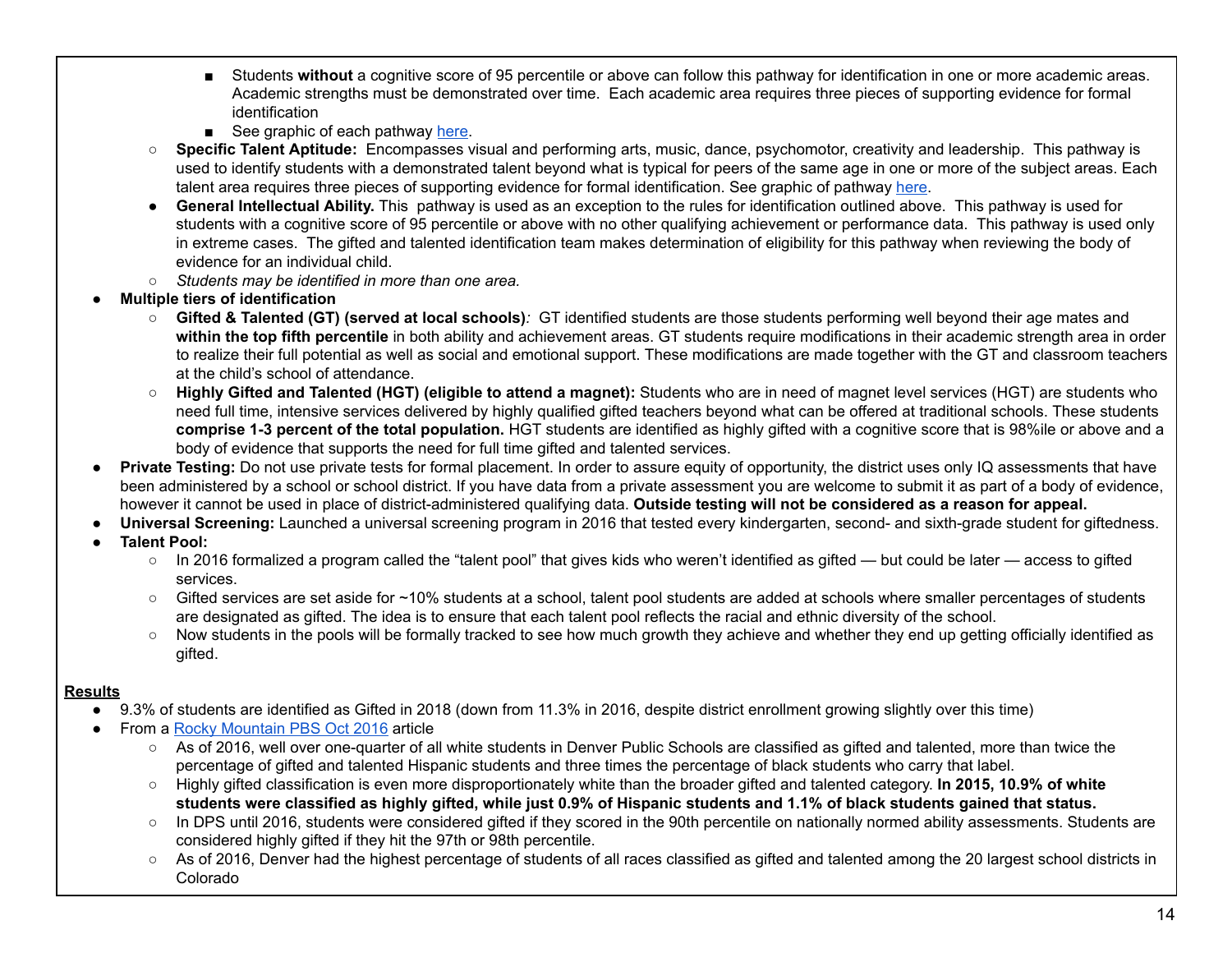- Students **without** a cognitive score of 95 percentile or above can follow this pathway for identification in one or more academic areas. Academic strengths must be demonstrated over time. Each academic area requires three pieces of supporting evidence for formal identification
        - See graphic of each pathway [here](#).
    - **Specific Talent Aptitude:** Encompasses visual and performing arts, music, dance, psychomotor, creativity and leadership. This pathway is used to identify students with a demonstrated talent beyond what is typical for peers of the same age in one or more of the subject areas. Each talent area requires three pieces of supporting evidence for formal identification. See graphic of pathway [here](#).
    - **General Intellectual Ability.** This pathway is used as an exception to the rules for identification outlined above. This pathway is used for students with a cognitive score of 95 percentile or above with no other qualifying achievement or performance data. This pathway is used only in extreme cases. The gifted and talented identification team makes determination of eligibility for this pathway when reviewing the body of evidence for an individual child.
    - *Students may be identified in more than one area.*
- **Multiple tiers of identification**
    - **Gifted & Talented (GT) (served at local schools)***:* GT identified students are those students performing well beyond their age mates and **within the top fifth percentile** in both ability and achievement areas. GT students require modifications in their academic strength area in order to realize their full potential as well as social and emotional support. These modifications are made together with the GT and classroom teachers at the child's school of attendance.
    - **Highly Gifted and Talented (HGT) (eligible to attend a magnet):** Students who are in need of magnet level services (HGT) are students who need full time, intensive services delivered by highly qualified gifted teachers beyond what can be offered at traditional schools. These students **comprise 1-3 percent of the total population.** HGT students are identified as highly gifted with a cognitive score that is 98%ile or above and a body of evidence that supports the need for full time gifted and talented services.
- **Private Testing:** Do not use private tests for formal placement. In order to assure equity of opportunity, the district uses only IQ assessments that have been administered by a school or school district. If you have data from a private assessment you are welcome to submit it as part of a body of evidence, however it cannot be used in place of district-administered qualifying data. **Outside testing will not be considered as a reason for appeal.**
- **Universal Screening:** Launched a universal screening program in 2016 that tested every kindergarten, second- and sixth-grade student for giftedness.
- **Talent Pool:**
    - In 2016 formalized a program called the "talent pool" that gives kids who weren't identified as gifted — but could be later — access to gifted services.
    - Gifted services are set aside for ~10% students at a school, talent pool students are added at schools where smaller percentages of students are designated as gifted. The idea is to ensure that each talent pool reflects the racial and ethnic diversity of the school.
    - Now students in the pools will be formally tracked to see how much growth they achieve and whether they end up getting officially identified as gifted.

**<u>Results</u>**

- 9.3% of students are identified as Gifted in 2018 (down from 11.3% in 2016, despite district enrollment growing slightly over this time)
- From a [Rocky Mountain PBS Oct 2016](#) article
    - As of 2016, well over one-quarter of all white students in Denver Public Schools are classified as gifted and talented, more than twice the percentage of gifted and talented Hispanic students and three times the percentage of black students who carry that label.
    - Highly gifted classification is even more disproportionately white than the broader gifted and talented category. **In 2015, 10.9% of white students were classified as highly gifted, while just 0.9% of Hispanic students and 1.1% of black students gained that status.**
    - In DPS until 2016, students were considered gifted if they scored in the 90th percentile on nationally normed ability assessments. Students are considered highly gifted if they hit the 97th or 98th percentile.
    - As of 2016, Denver had the highest percentage of students of all races classified as gifted and talented among the 20 largest school districts in Colorado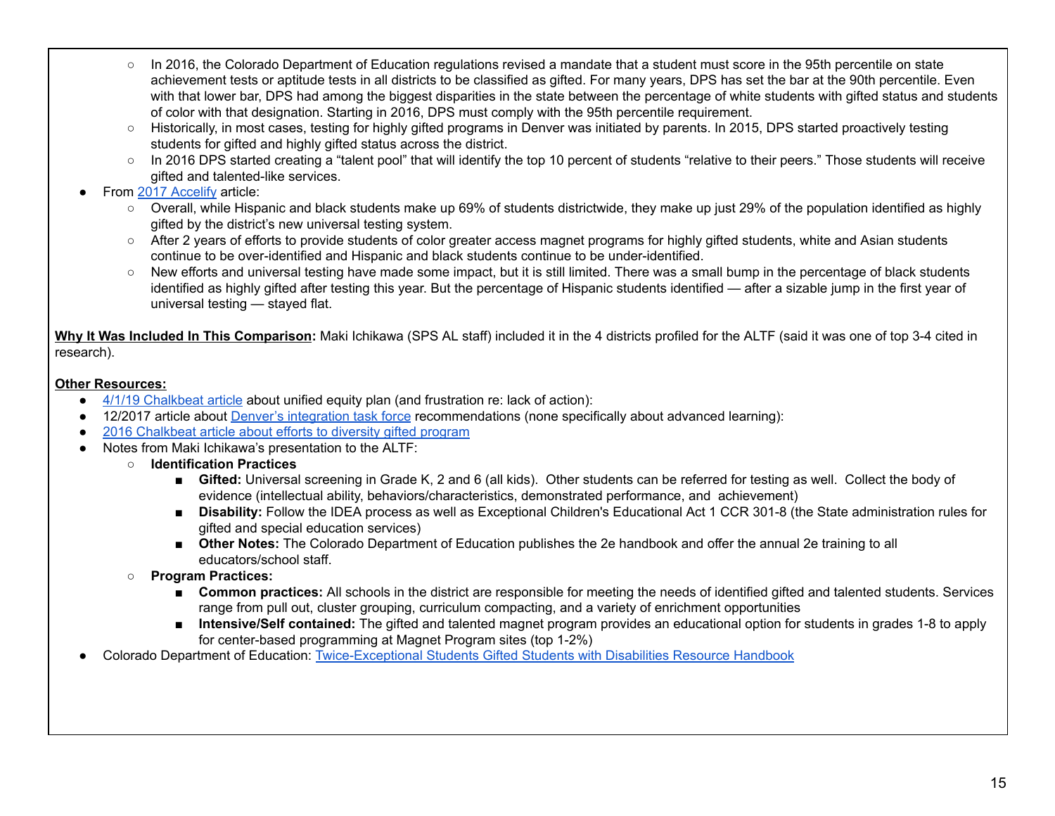- In 2016, the Colorado Department of Education regulations revised a mandate that a student must score in the 95th percentile on state achievement tests or aptitude tests in all districts to be classified as gifted. For many years, DPS has set the bar at the 90th percentile. Even with that lower bar, DPS had among the biggest disparities in the state between the percentage of white students with gifted status and students of color with that designation. Starting in 2016, DPS must comply with the 95th percentile requirement.
    - Historically, in most cases, testing for highly gifted programs in Denver was initiated by parents. In 2015, DPS started proactively testing students for gifted and highly gifted status across the district.
    - In 2016 DPS started creating a "talent pool" that will identify the top 10 percent of students "relative to their peers." Those students will receive gifted and talented-like services.
- From 2017 Accelify article:
    - Overall, while Hispanic and black students make up 69% of students districtwide, they make up just 29% of the population identified as highly gifted by the district's new universal testing system.
    - After 2 years of efforts to provide students of color greater access magnet programs for highly gifted students, white and Asian students continue to be over-identified and Hispanic and black students continue to be under-identified.
    - New efforts and universal testing have made some impact, but it is still limited. There was a small bump in the percentage of black students identified as highly gifted after testing this year. But the percentage of Hispanic students identified — after a sizable jump in the first year of universal testing — stayed flat.

**Why It Was Included In This Comparison:** Maki Ichikawa (SPS AL staff) included it in the 4 districts profiled for the ALTF (said it was one of top 3-4 cited in research).

**Other Resources:**

- 4/1/19 Chalkbeat article about unified equity plan (and frustration re: lack of action):
- 12/2017 article about Denver's integration task force recommendations (none specifically about advanced learning):
- 2016 Chalkbeat article about efforts to diversity gifted program
- Notes from Maki Ichikawa's presentation to the ALTF:
    - **Identification Practices**
        - **Gifted:** Universal screening in Grade K, 2 and 6 (all kids). Other students can be referred for testing as well. Collect the body of evidence (intellectual ability, behaviors/characteristics, demonstrated performance, and achievement)
        - **Disability:** Follow the IDEA process as well as Exceptional Children's Educational Act 1 CCR 301-8 (the State administration rules for gifted and special education services)
        - **Other Notes:** The Colorado Department of Education publishes the 2e handbook and offer the annual 2e training to all educators/school staff.
    - **Program Practices:**
        - **Common practices:** All schools in the district are responsible for meeting the needs of identified gifted and talented students. Services range from pull out, cluster grouping, curriculum compacting, and a variety of enrichment opportunities
        - **Intensive/Self contained:** The gifted and talented magnet program provides an educational option for students in grades 1-8 to apply for center-based programming at Magnet Program sites (top 1-2%)
- Colorado Department of Education: Twice-Exceptional Students Gifted Students with Disabilities Resource Handbook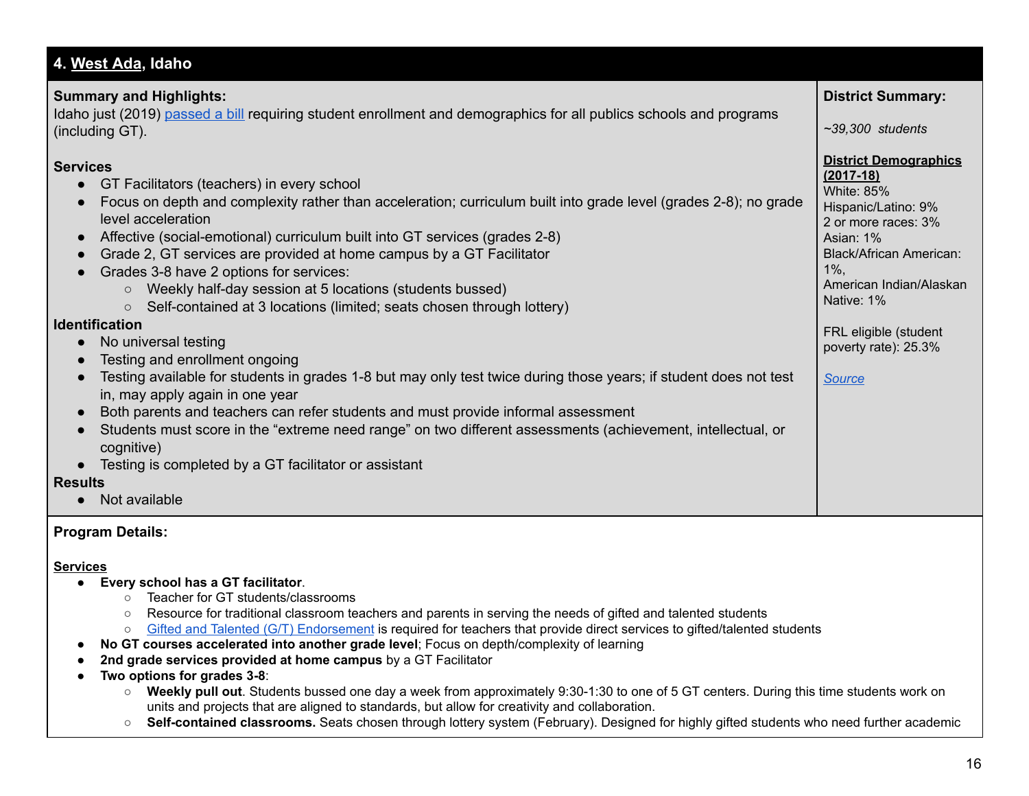## 4. West Ada, Idaho

**Summary and Highlights:**
Idaho just (2019) passed a bill requiring student enrollment and demographics for all publics schools and programs (including GT).

**Services**

- GT Facilitators (teachers) in every school
- Focus on depth and complexity rather than acceleration; curriculum built into grade level (grades 2-8); no grade level acceleration
- Affective (social-emotional) curriculum built into GT services (grades 2-8)
- Grade 2, GT services are provided at home campus by a GT Facilitator
- Grades 3-8 have 2 options for services:
    - Weekly half-day session at 5 locations (students bussed)
    - Self-contained at 3 locations (limited; seats chosen through lottery)

**Identification**

- No universal testing
- Testing and enrollment ongoing
- Testing available for students in grades 1-8 but may only test twice during those years; if student does not test in, may apply again in one year
- Both parents and teachers can refer students and must provide informal assessment
- Students must score in the "extreme need range" on two different assessments (achievement, intellectual, or cognitive)
- Testing is completed by a GT facilitator or assistant

**Results**

- Not available

**District Summary:**

*~39,300 students*

**District Demographics (2017-18)**
White: 85%
Hispanic/Latino: 9%
2 or more races: 3%
Asian: 1%
Black/African American: 1%,
American Indian/Alaskan Native: 1%

FRL eligible (student poverty rate): 25.3%

*Source*

**Program Details:**

**Services**

- **Every school has a GT facilitator**.
    - Teacher for GT students/classrooms
    - Resource for traditional classroom teachers and parents in serving the needs of gifted and talented students
    - Gifted and Talented (G/T) Endorsement is required for teachers that provide direct services to gifted/talented students
- **No GT courses accelerated into another grade level**; Focus on depth/complexity of learning
- **2nd grade services provided at home campus** by a GT Facilitator
- **Two options for grades 3-8**:
    - **Weekly pull out**. Students bussed one day a week from approximately 9:30-1:30 to one of 5 GT centers. During this time students work on units and projects that are aligned to standards, but allow for creativity and collaboration.
    - **Self-contained classrooms.** Seats chosen through lottery system (February). Designed for highly gifted students who need further academic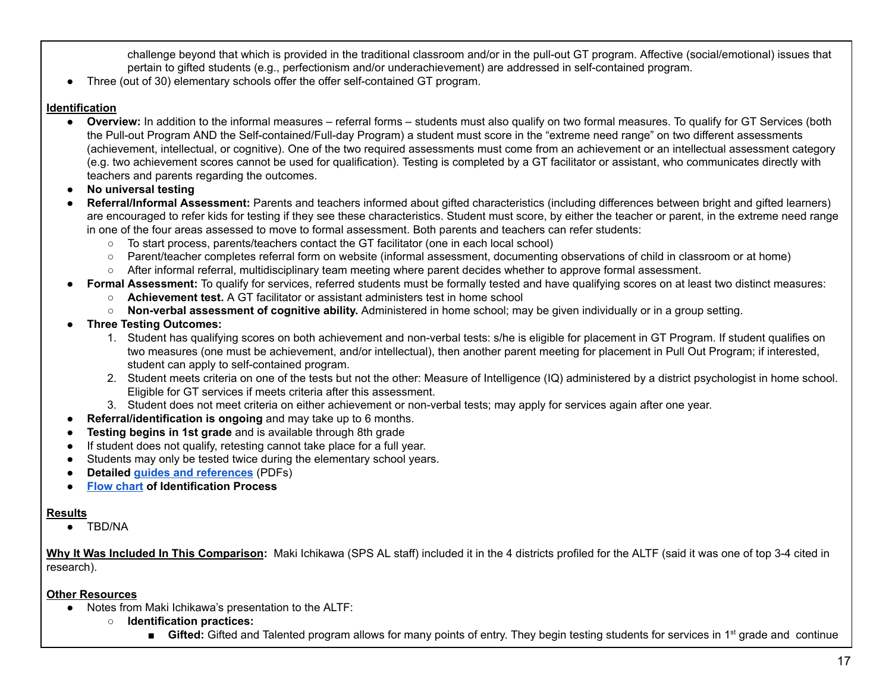challenge beyond that which is provided in the traditional classroom and/or in the pull-out GT program. Affective (social/emotional) issues that pertain to gifted students (e.g., perfectionism and/or underachievement) are addressed in self-contained program.

- Three (out of 30) elementary schools offer the offer self-contained GT program.

**Identification**

- **Overview:** In addition to the informal measures – referral forms – students must also qualify on two formal measures. To qualify for GT Services (both the Pull-out Program AND the Self-contained/Full-day Program) a student must score in the "extreme need range" on two different assessments (achievement, intellectual, or cognitive). One of the two required assessments must come from an achievement or an intellectual assessment category (e.g. two achievement scores cannot be used for qualification). Testing is completed by a GT facilitator or assistant, who communicates directly with teachers and parents regarding the outcomes.
- **No universal testing**
- **Referral/Informal Assessment:** Parents and teachers informed about gifted characteristics (including differences between bright and gifted learners) are encouraged to refer kids for testing if they see these characteristics. Student must score, by either the teacher or parent, in the extreme need range in one of the four areas assessed to move to formal assessment. Both parents and teachers can refer students:
  - To start process, parents/teachers contact the GT facilitator (one in each local school)
  - Parent/teacher completes referral form on website (informal assessment, documenting observations of child in classroom or at home)
  - After informal referral, multidisciplinary team meeting where parent decides whether to approve formal assessment.
- **Formal Assessment:** To qualify for services, referred students must be formally tested and have qualifying scores on at least two distinct measures:
  - **Achievement test.** A GT facilitator or assistant administers test in home school
  - **Non-verbal assessment of cognitive ability.** Administered in home school; may be given individually or in a group setting.
- **Three Testing Outcomes:**
  1. Student has qualifying scores on both achievement and non-verbal tests: s/he is eligible for placement in GT Program. If student qualifies on two measures (one must be achievement, and/or intellectual), then another parent meeting for placement in Pull Out Program; if interested, student can apply to self-contained program.
  2. Student meets criteria on one of the tests but not the other: Measure of Intelligence (IQ) administered by a district psychologist in home school. Eligible for GT services if meets criteria after this assessment.
  3. Student does not meet criteria on either achievement or non-verbal tests; may apply for services again after one year.
- **Referral/identification is ongoing** and may take up to 6 months.
- **Testing begins in 1st grade** and is available through 8th grade
- If student does not qualify, retesting cannot take place for a full year.
- Students may only be tested twice during the elementary school years.
- **Detailed guides and references** (PDFs)
- **Flow chart of Identification Process**

**Results**

- TBD/NA

**Why It Was Included In This Comparison:** Maki Ichikawa (SPS AL staff) included it in the 4 districts profiled for the ALTF (said it was one of top 3-4 cited in research).

**Other Resources**

- Notes from Maki Ichikawa's presentation to the ALTF:
  - **Identification practices:**
    - **Gifted:** Gifted and Talented program allows for many points of entry. They begin testing students for services in 1st grade and continue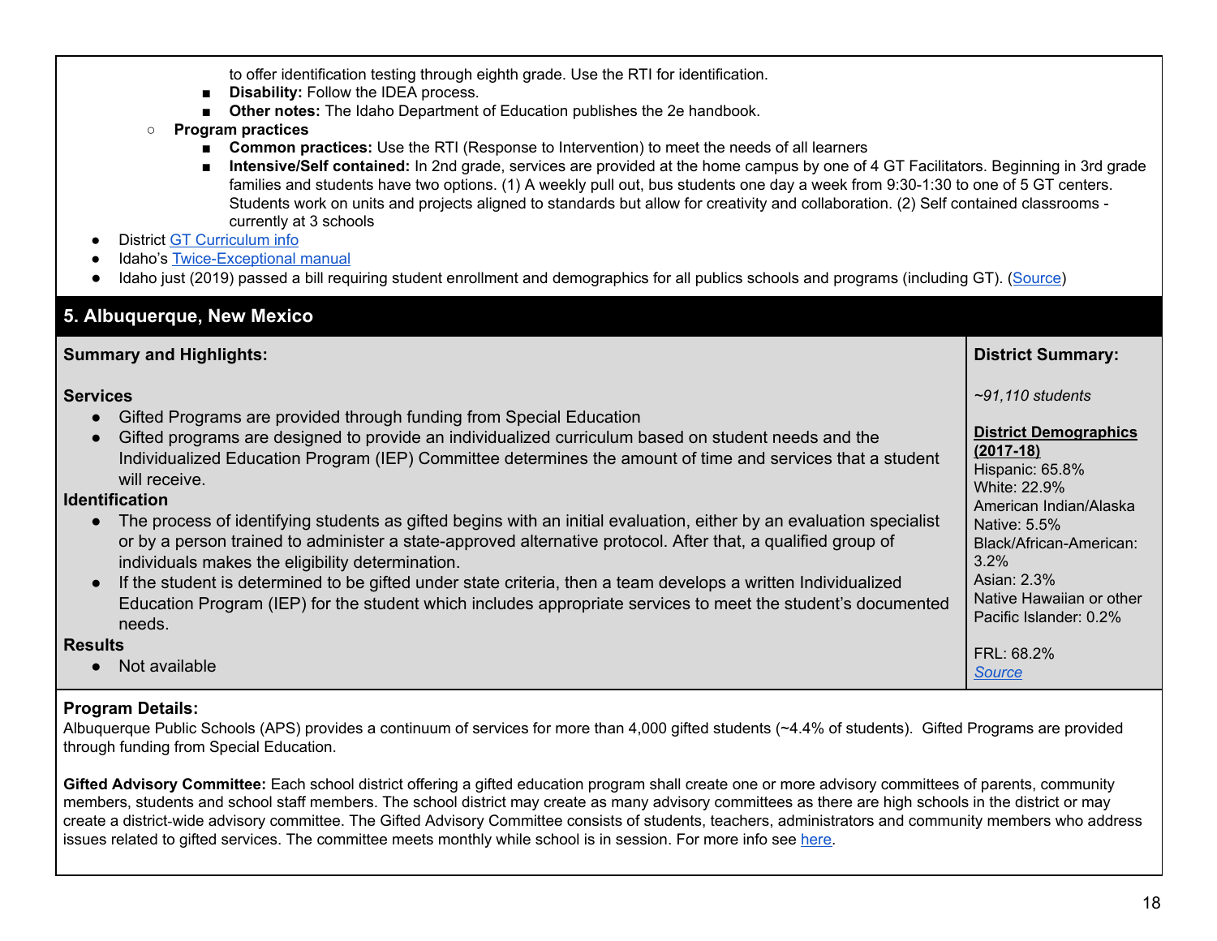to offer identification testing through eighth grade. Use the RTI for identification.
    - **Disability:** Follow the IDEA process.
    - **Other notes:** The Idaho Department of Education publishes the 2e handbook.
  - **Program practices**
    - **Common practices:** Use the RTI (Response to Intervention) to meet the needs of all learners
    - **Intensive/Self contained:** In 2nd grade, services are provided at the home campus by one of 4 GT Facilitators. Beginning in 3rd grade families and students have two options. (1) A weekly pull out, bus students one day a week from 9:30-1:30 to one of 5 GT centers. Students work on units and projects aligned to standards but allow for creativity and collaboration. (2) Self contained classrooms - currently at 3 schools
- District GT Curriculum info
- Idaho's Twice-Exceptional manual
- Idaho just (2019) passed a bill requiring student enrollment and demographics for all publics schools and programs (including GT). (Source)

## 5. Albuquerque, New Mexico

**Summary and Highlights:**

**Services**

- Gifted Programs are provided through funding from Special Education
- Gifted programs are designed to provide an individualized curriculum based on student needs and the Individualized Education Program (IEP) Committee determines the amount of time and services that a student will receive.

**Identification**

- The process of identifying students as gifted begins with an initial evaluation, either by an evaluation specialist or by a person trained to administer a state-approved alternative protocol. After that, a qualified group of individuals makes the eligibility determination.
- If the student is determined to be gifted under state criteria, then a team develops a written Individualized Education Program (IEP) for the student which includes appropriate services to meet the student's documented needs.

**Results**

- Not available

**District Summary:**

*~91,110 students*

**District Demographics (2017-18)**

Hispanic: 65.8%
White: 22.9%
American Indian/Alaska Native: 5.5%
Black/African-American: 3.2%
Asian: 2.3%
Native Hawaiian or other Pacific Islander: 0.2%

FRL: 68.2%
*Source*

**Program Details:**

Albuquerque Public Schools (APS) provides a continuum of services for more than 4,000 gifted students (~4.4% of students). Gifted Programs are provided through funding from Special Education.

**Gifted Advisory Committee:** Each school district offering a gifted education program shall create one or more advisory committees of parents, community members, students and school staff members. The school district may create as many advisory committees as there are high schools in the district or may create a district-wide advisory committee. The Gifted Advisory Committee consists of students, teachers, administrators and community members who address issues related to gifted services. The committee meets monthly while school is in session. For more info see here.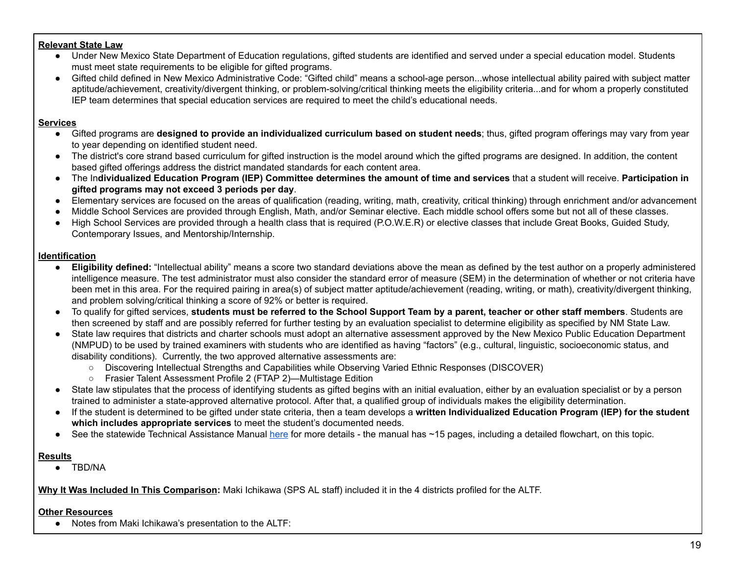**Relevant State Law**

- Under New Mexico State Department of Education regulations, gifted students are identified and served under a special education model. Students must meet state requirements to be eligible for gifted programs.
- Gifted child defined in New Mexico Administrative Code: "Gifted child" means a school-age person...whose intellectual ability paired with subject matter aptitude/achievement, creativity/divergent thinking, or problem-solving/critical thinking meets the eligibility criteria...and for whom a properly constituted IEP team determines that special education services are required to meet the child's educational needs.

**Services**

- Gifted programs are **designed to provide an individualized curriculum based on student needs**; thus, gifted program offerings may vary from year to year depending on identified student need.
- The district's core strand based curriculum for gifted instruction is the model around which the gifted programs are designed. In addition, the content based gifted offerings address the district mandated standards for each content area.
- The In**dividualized Education Program (IEP) Committee determines the amount of time and services** that a student will receive. **Participation in gifted programs may not exceed 3 periods per day**.
- Elementary services are focused on the areas of qualification (reading, writing, math, creativity, critical thinking) through enrichment and/or advancement
- Middle School Services are provided through English, Math, and/or Seminar elective. Each middle school offers some but not all of these classes.
- High School Services are provided through a health class that is required (P.O.W.E.R) or elective classes that include Great Books, Guided Study, Contemporary Issues, and Mentorship/Internship.

**Identification**

- **Eligibility defined:** "Intellectual ability" means a score two standard deviations above the mean as defined by the test author on a properly administered intelligence measure. The test administrator must also consider the standard error of measure (SEM) in the determination of whether or not criteria have been met in this area. For the required pairing in area(s) of subject matter aptitude/achievement (reading, writing, or math), creativity/divergent thinking, and problem solving/critical thinking a score of 92% or better is required.
- To qualify for gifted services, **students must be referred to the School Support Team by a parent, teacher or other staff members**. Students are then screened by staff and are possibly referred for further testing by an evaluation specialist to determine eligibility as specified by NM State Law.
- State law requires that districts and charter schools must adopt an alternative assessment approved by the New Mexico Public Education Department (NMPUD) to be used by trained examiners with students who are identified as having "factors" (e.g., cultural, linguistic, socioeconomic status, and disability conditions). Currently, the two approved alternative assessments are:
  - Discovering Intellectual Strengths and Capabilities while Observing Varied Ethnic Responses (DISCOVER)
  - Frasier Talent Assessment Profile 2 (FTAP 2)—Multistage Edition
- State law stipulates that the process of identifying students as gifted begins with an initial evaluation, either by an evaluation specialist or by a person trained to administer a state-approved alternative protocol. After that, a qualified group of individuals makes the eligibility determination.
- If the student is determined to be gifted under state criteria, then a team develops a **written Individualized Education Program (IEP) for the student which includes appropriate services** to meet the student's documented needs.
- See the statewide Technical Assistance Manual here for more details - the manual has ~15 pages, including a detailed flowchart, on this topic.

**Results**

- TBD/NA

**Why It Was Included In This Comparison:** Maki Ichikawa (SPS AL staff) included it in the 4 districts profiled for the ALTF.

**Other Resources**

- Notes from Maki Ichikawa's presentation to the ALTF: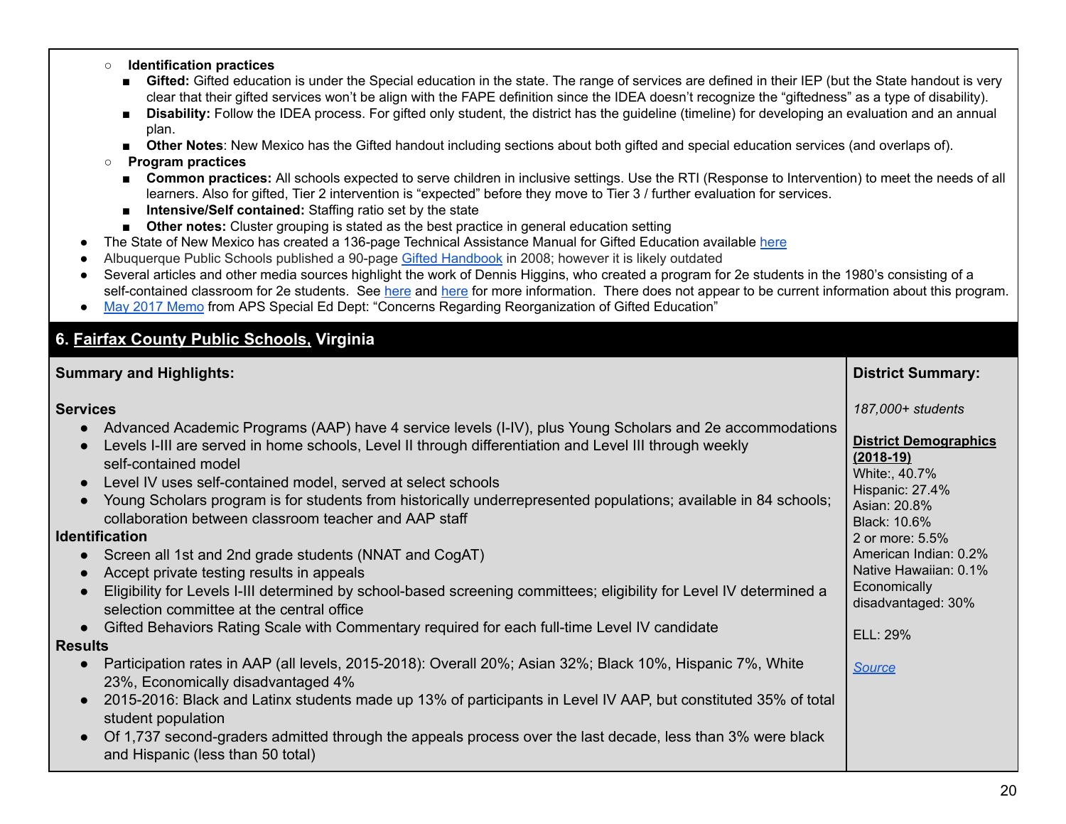- **Identification practices**
  - **Gifted:** Gifted education is under the Special education in the state. The range of services are defined in their IEP (but the State handout is very clear that their gifted services won't be align with the FAPE definition since the IDEA doesn't recognize the "giftedness" as a type of disability).
  - **Disability:** Follow the IDEA process. For gifted only student, the district has the guideline (timeline) for developing an evaluation and an annual plan.
  - **Other Notes**: New Mexico has the Gifted handout including sections about both gifted and special education services (and overlaps of).
- **Program practices**
  - **Common practices:** All schools expected to serve children in inclusive settings. Use the RTI (Response to Intervention) to meet the needs of all learners. Also for gifted, Tier 2 intervention is "expected" before they move to Tier 3 / further evaluation for services.
  - **Intensive/Self contained:** Staffing ratio set by the state
  - **Other notes:** Cluster grouping is stated as the best practice in general education setting

- The State of New Mexico has created a 136-page Technical Assistance Manual for Gifted Education available here
- Albuquerque Public Schools published a 90-page Gifted Handbook in 2008; however it is likely outdated
- Several articles and other media sources highlight the work of Dennis Higgins, who created a program for 2e students in the 1980's consisting of a self-contained classroom for 2e students. See here and here for more information. There does not appear to be current information about this program.
- May 2017 Memo from APS Special Ed Dept: "Concerns Regarding Reorganization of Gifted Education"

## 6. Fairfax County Public Schools, Virginia

| Summary and Highlights: | District Summary: |
|---|---|
| **Services**<br>• Advanced Academic Programs (AAP) have 4 service levels (I-IV), plus Young Scholars and 2e accommodations<br>• Levels I-III are served in home schools, Level II through differentiation and Level III through weekly self-contained model<br>• Level IV uses self-contained model, served at select schools<br>• Young Scholars program is for students from historically underrepresented populations; available in 84 schools; collaboration between classroom teacher and AAP staff<br>**Identification**<br>• Screen all 1st and 2nd grade students (NNAT and CogAT)<br>• Accept private testing results in appeals<br>• Eligibility for Levels I-III determined by school-based screening committees; eligibility for Level IV determined a selection committee at the central office<br>• Gifted Behaviors Rating Scale with Commentary required for each full-time Level IV candidate<br>**Results**<br>• Participation rates in AAP (all levels, 2015-2018): Overall 20%; Asian 32%; Black 10%, Hispanic 7%, White 23%, Economically disadvantaged 4%<br>• 2015-2016: Black and Latinx students made up 13% of participants in Level IV AAP, but constituted 35% of total student population<br>• Of 1,737 second-graders admitted through the appeals process over the last decade, less than 3% were black and Hispanic (less than 50 total) | *187,000+ students*<br><br>**District Demographics (2018-19)**<br>White:, 40.7%<br>Hispanic: 27.4%<br>Asian: 20.8%<br>Black: 10.6%<br>2 or more: 5.5%<br>American Indian: 0.2%<br>Native Hawaiian: 0.1%<br>Economically disadvantaged: 30%<br><br>ELL: 29%<br><br>*Source* |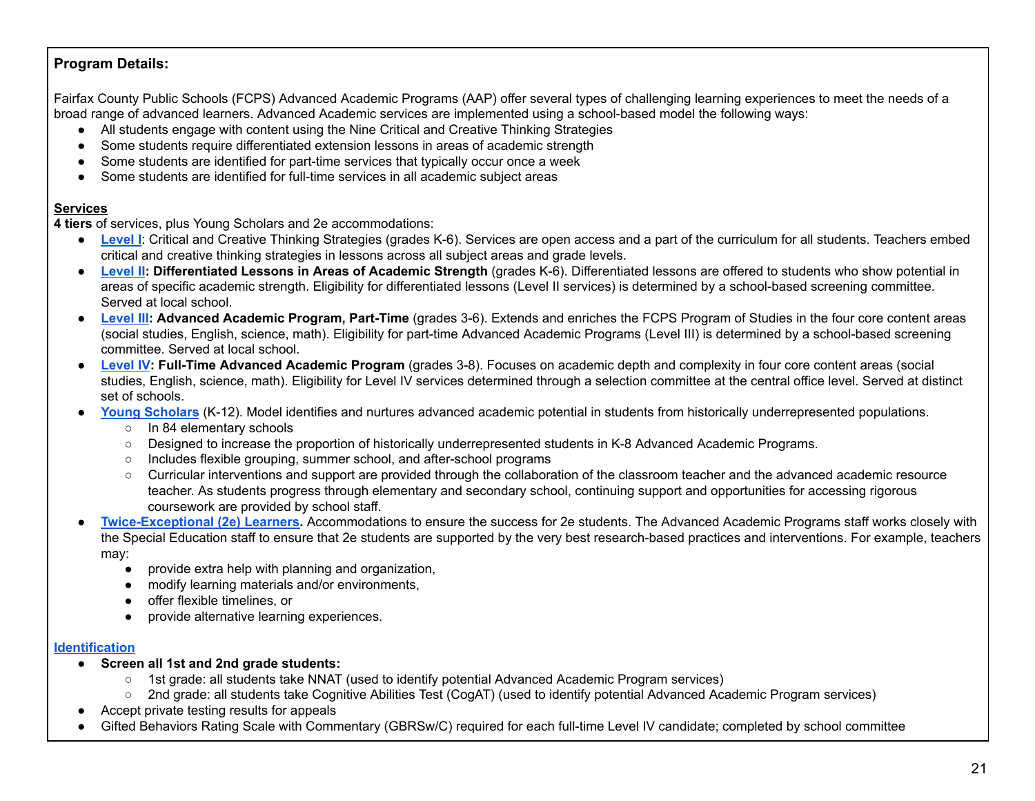**Program Details:**

Fairfax County Public Schools (FCPS) Advanced Academic Programs (AAP) offer several types of challenging learning experiences to meet the needs of a broad range of advanced learners. Advanced Academic services are implemented using a school-based model the following ways:

- All students engage with content using the Nine Critical and Creative Thinking Strategies
- Some students require differentiated extension lessons in areas of academic strength
- Some students are identified for part-time services that typically occur once a week
- Some students are identified for full-time services in all academic subject areas

**Services**

**4 tiers** of services, plus Young Scholars and 2e accommodations:

- **Level I**: Critical and Creative Thinking Strategies (grades K-6). Services are open access and a part of the curriculum for all students. Teachers embed critical and creative thinking strategies in lessons across all subject areas and grade levels.
- **Level II: Differentiated Lessons in Areas of Academic Strength** (grades K-6). Differentiated lessons are offered to students who show potential in areas of specific academic strength. Eligibility for differentiated lessons (Level II services) is determined by a school-based screening committee. Served at local school.
- **Level III: Advanced Academic Program, Part-Time** (grades 3-6). Extends and enriches the FCPS Program of Studies in the four core content areas (social studies, English, science, math). Eligibility for part-time Advanced Academic Programs (Level III) is determined by a school-based screening committee. Served at local school.
- **Level IV: Full-Time Advanced Academic Program** (grades 3-8). Focuses on academic depth and complexity in four core content areas (social studies, English, science, math). Eligibility for Level IV services determined through a selection committee at the central office level. Served at distinct set of schools.
- **Young Scholars** (K-12). Model identifies and nurtures advanced academic potential in students from historically underrepresented populations.
  - In 84 elementary schools
  - Designed to increase the proportion of historically underrepresented students in K-8 Advanced Academic Programs.
  - Includes flexible grouping, summer school, and after-school programs
  - Curricular interventions and support are provided through the collaboration of the classroom teacher and the advanced academic resource teacher. As students progress through elementary and secondary school, continuing support and opportunities for accessing rigorous coursework are provided by school staff.
- **Twice-Exceptional (2e) Learners.** Accommodations to ensure the success for 2e students. The Advanced Academic Programs staff works closely with the Special Education staff to ensure that 2e students are supported by the very best research-based practices and interventions. For example, teachers may:
  - provide extra help with planning and organization,
  - modify learning materials and/or environments,
  - offer flexible timelines, or
  - provide alternative learning experiences.

**Identification**

- **Screen all 1st and 2nd grade students:**
  - 1st grade: all students take NNAT (used to identify potential Advanced Academic Program services)
  - 2nd grade: all students take Cognitive Abilities Test (CogAT) (used to identify potential Advanced Academic Program services)
- Accept private testing results for appeals
- Gifted Behaviors Rating Scale with Commentary (GBRSw/C) required for each full-time Level IV candidate; completed by school committee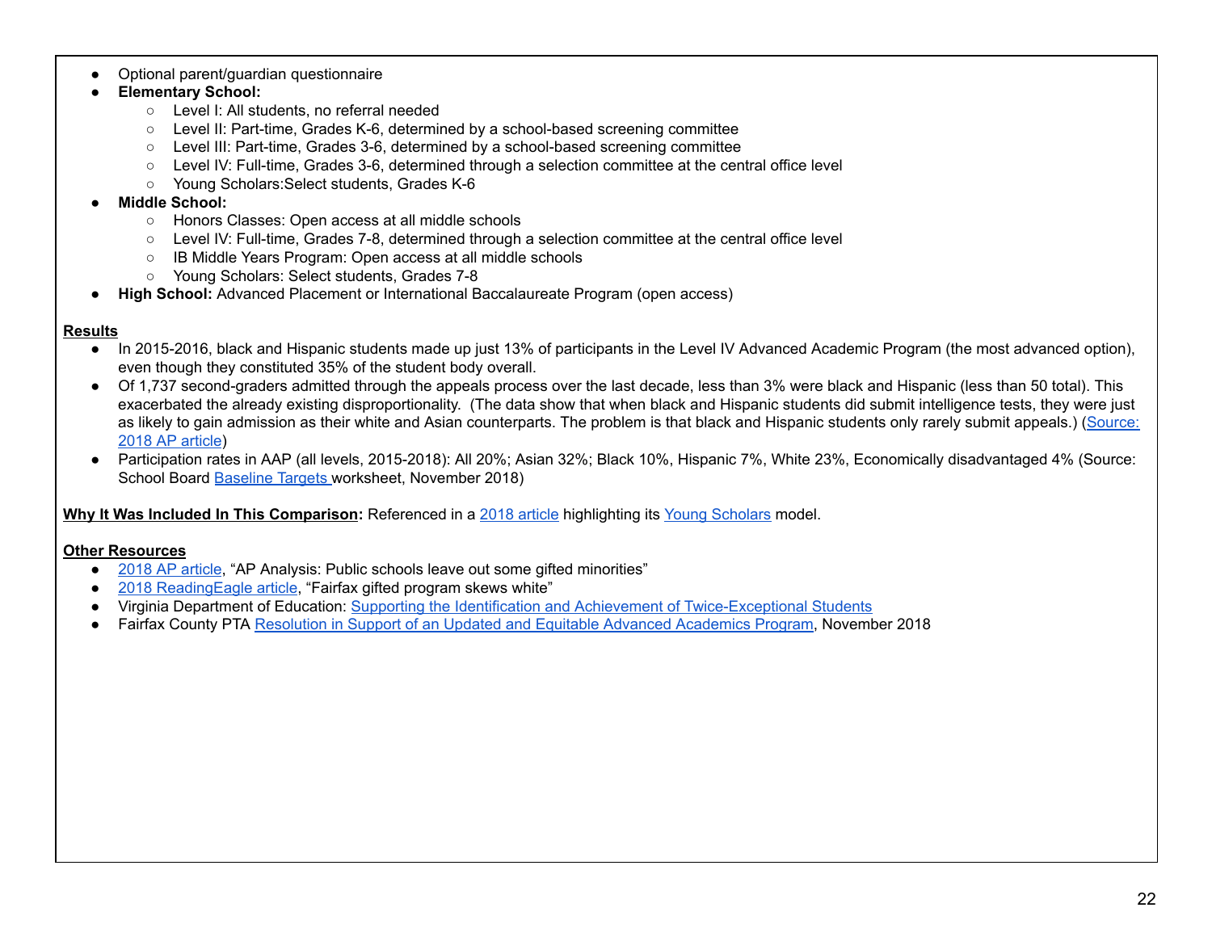- Optional parent/guardian questionnaire
- **Elementary School:**
  - Level I: All students, no referral needed
  - Level II: Part-time, Grades K-6, determined by a school-based screening committee
  - Level III: Part-time, Grades 3-6, determined by a school-based screening committee
  - Level IV: Full-time, Grades 3-6, determined through a selection committee at the central office level
  - Young Scholars:Select students, Grades K-6
- **Middle School:**
  - Honors Classes: Open access at all middle schools
  - Level IV: Full-time, Grades 7-8, determined through a selection committee at the central office level
  - IB Middle Years Program: Open access at all middle schools
  - Young Scholars: Select students, Grades 7-8
- **High School:** Advanced Placement or International Baccalaureate Program (open access)

**Results**

- In 2015-2016, black and Hispanic students made up just 13% of participants in the Level IV Advanced Academic Program (the most advanced option), even though they constituted 35% of the student body overall.
- Of 1,737 second-graders admitted through the appeals process over the last decade, less than 3% were black and Hispanic (less than 50 total). This exacerbated the already existing disproportionality. (The data show that when black and Hispanic students did submit intelligence tests, they were just as likely to gain admission as their white and Asian counterparts. The problem is that black and Hispanic students only rarely submit appeals.) (Source: 2018 AP article)
- Participation rates in AAP (all levels, 2015-2018): All 20%; Asian 32%; Black 10%, Hispanic 7%, White 23%, Economically disadvantaged 4% (Source: School Board Baseline Targets worksheet, November 2018)

**Why It Was Included In This Comparison:** Referenced in a 2018 article highlighting its Young Scholars model.

**Other Resources**

- 2018 AP article, "AP Analysis: Public schools leave out some gifted minorities"
- 2018 ReadingEagle article, "Fairfax gifted program skews white"
- Virginia Department of Education: Supporting the Identification and Achievement of Twice-Exceptional Students
- Fairfax County PTA Resolution in Support of an Updated and Equitable Advanced Academics Program, November 2018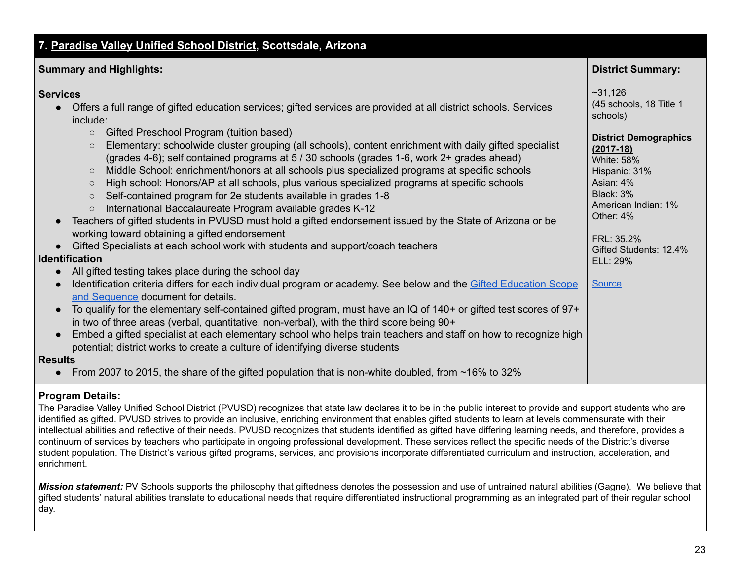## 7. Paradise Valley Unified School District, Scottsdale, Arizona

**Summary and Highlights:**

**Services**

- Offers a full range of gifted education services; gifted services are provided at all district schools. Services include:
  - Gifted Preschool Program (tuition based)
  - Elementary: schoolwide cluster grouping (all schools), content enrichment with daily gifted specialist (grades 4-6); self contained programs at 5 / 30 schools (grades 1-6, work 2+ grades ahead)
  - Middle School: enrichment/honors at all schools plus specialized programs at specific schools
  - High school: Honors/AP at all schools, plus various specialized programs at specific schools
  - Self-contained program for 2e students available in grades 1-8
  - International Baccalaureate Program available grades K-12
- Teachers of gifted students in PVUSD must hold a gifted endorsement issued by the State of Arizona or be working toward obtaining a gifted endorsement
- Gifted Specialists at each school work with students and support/coach teachers

**Identification**

- All gifted testing takes place during the school day
- Identification criteria differs for each individual program or academy. See below and the Gifted Education Scope and Sequence document for details.
- To qualify for the elementary self-contained gifted program, must have an IQ of 140+ or gifted test scores of 97+ in two of three areas (verbal, quantitative, non-verbal), with the third score being 90+
- Embed a gifted specialist at each elementary school who helps train teachers and staff on how to recognize high potential; district works to create a culture of identifying diverse students

**Results**

- From 2007 to 2015, the share of the gifted population that is non-white doubled, from ~16% to 32%

**District Summary:**

~31,126
(45 schools, 18 Title 1 schools)

**District Demographics (2017-18)**
White: 58%
Hispanic: 31%
Asian: 4%
Black: 3%
American Indian: 1%
Other: 4%

FRL: 35.2%
Gifted Students: 12.4%
ELL: 29%

Source

**Program Details:**

The Paradise Valley Unified School District (PVUSD) recognizes that state law declares it to be in the public interest to provide and support students who are identified as gifted. PVUSD strives to provide an inclusive, enriching environment that enables gifted students to learn at levels commensurate with their intellectual abilities and reflective of their needs. PVUSD recognizes that students identified as gifted have differing learning needs, and therefore, provides a continuum of services by teachers who participate in ongoing professional development. These services reflect the specific needs of the District's diverse student population. The District's various gifted programs, services, and provisions incorporate differentiated curriculum and instruction, acceleration, and enrichment.

***Mission statement:*** PV Schools supports the philosophy that giftedness denotes the possession and use of untrained natural abilities (Gagne). We believe that gifted students' natural abilities translate to educational needs that require differentiated instructional programming as an integrated part of their regular school day.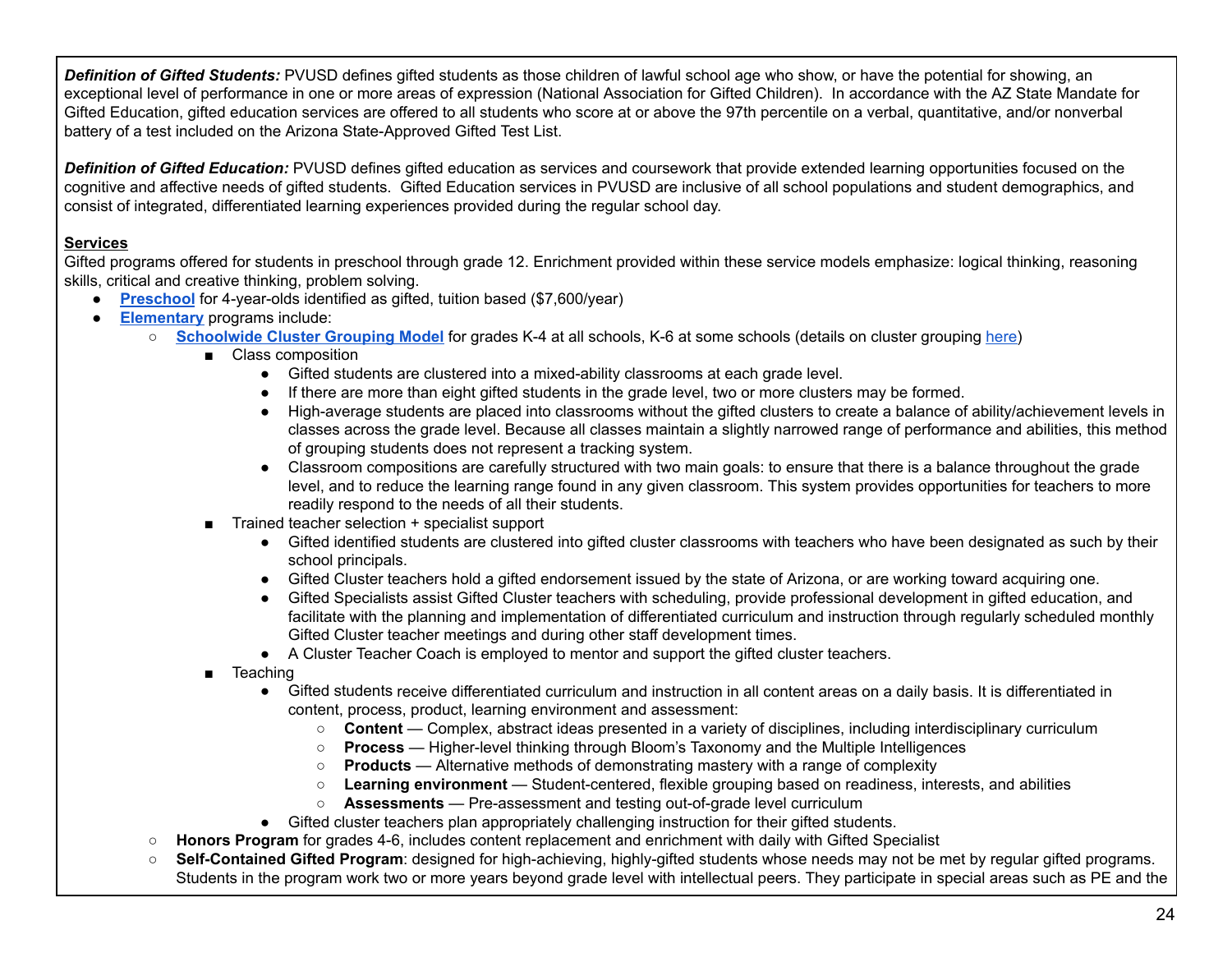***Definition of Gifted Students:*** PVUSD defines gifted students as those children of lawful school age who show, or have the potential for showing, an exceptional level of performance in one or more areas of expression (National Association for Gifted Children). In accordance with the AZ State Mandate for Gifted Education, gifted education services are offered to all students who score at or above the 97th percentile on a verbal, quantitative, and/or nonverbal battery of a test included on the Arizona State-Approved Gifted Test List.

***Definition of Gifted Education:*** PVUSD defines gifted education as services and coursework that provide extended learning opportunities focused on the cognitive and affective needs of gifted students. Gifted Education services in PVUSD are inclusive of all school populations and student demographics, and consist of integrated, differentiated learning experiences provided during the regular school day.

**Services**

Gifted programs offered for students in preschool through grade 12. Enrichment provided within these service models emphasize: logical thinking, reasoning skills, critical and creative thinking, problem solving.

- **Preschool** for 4-year-olds identified as gifted, tuition based ($7,600/year)
- **Elementary** programs include:
  - **Schoolwide Cluster Grouping Model** for grades K-4 at all schools, K-6 at some schools (details on cluster grouping here)
    - Class composition
      - Gifted students are clustered into a mixed-ability classrooms at each grade level.
      - If there are more than eight gifted students in the grade level, two or more clusters may be formed.
      - High-average students are placed into classrooms without the gifted clusters to create a balance of ability/achievement levels in classes across the grade level. Because all classes maintain a slightly narrowed range of performance and abilities, this method of grouping students does not represent a tracking system.
      - Classroom compositions are carefully structured with two main goals: to ensure that there is a balance throughout the grade level, and to reduce the learning range found in any given classroom. This system provides opportunities for teachers to more readily respond to the needs of all their students.
    - Trained teacher selection + specialist support
      - Gifted identified students are clustered into gifted cluster classrooms with teachers who have been designated as such by their school principals.
      - Gifted Cluster teachers hold a gifted endorsement issued by the state of Arizona, or are working toward acquiring one.
      - Gifted Specialists assist Gifted Cluster teachers with scheduling, provide professional development in gifted education, and facilitate with the planning and implementation of differentiated curriculum and instruction through regularly scheduled monthly Gifted Cluster teacher meetings and during other staff development times.
      - A Cluster Teacher Coach is employed to mentor and support the gifted cluster teachers.
    - Teaching
      - Gifted students receive differentiated curriculum and instruction in all content areas on a daily basis. It is differentiated in content, process, product, learning environment and assessment:
        - **Content** — Complex, abstract ideas presented in a variety of disciplines, including interdisciplinary curriculum
        - **Process** — Higher-level thinking through Bloom's Taxonomy and the Multiple Intelligences
        - **Products** — Alternative methods of demonstrating mastery with a range of complexity
        - **Learning environment** — Student-centered, flexible grouping based on readiness, interests, and abilities
        - **Assessments** — Pre-assessment and testing out-of-grade level curriculum
      - Gifted cluster teachers plan appropriately challenging instruction for their gifted students.
  - **Honors Program** for grades 4-6, includes content replacement and enrichment with daily with Gifted Specialist
  - **Self-Contained Gifted Program**: designed for high-achieving, highly-gifted students whose needs may not be met by regular gifted programs. Students in the program work two or more years beyond grade level with intellectual peers. They participate in special areas such as PE and the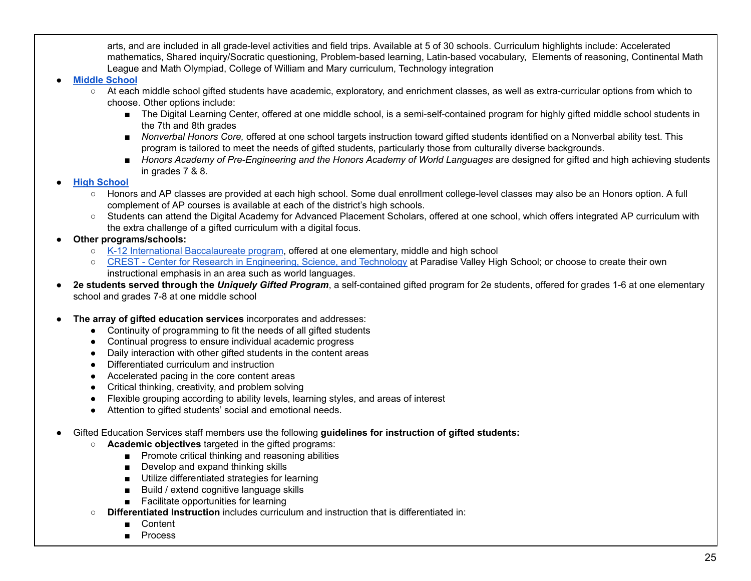arts, and are included in all grade-level activities and field trips. Available at 5 of 30 schools. Curriculum highlights include: Accelerated mathematics, Shared inquiry/Socratic questioning, Problem-based learning, Latin-based vocabulary, Elements of reasoning, Continental Math League and Math Olympiad, College of William and Mary curriculum, Technology integration

- **Middle School**
  - At each middle school gifted students have academic, exploratory, and enrichment classes, as well as extra-curricular options from which to choose. Other options include:
    - The Digital Learning Center, offered at one middle school, is a semi-self-contained program for highly gifted middle school students in the 7th and 8th grades
    - *Nonverbal Honors Core,* offered at one school targets instruction toward gifted students identified on a Nonverbal ability test. This program is tailored to meet the needs of gifted students, particularly those from culturally diverse backgrounds.
    - *Honors Academy of Pre-Engineering and the Honors Academy of World Languages* are designed for gifted and high achieving students in grades 7 & 8.
- **High School**
  - Honors and AP classes are provided at each high school. Some dual enrollment college-level classes may also be an Honors option. A full complement of AP courses is available at each of the district's high schools.
  - Students can attend the Digital Academy for Advanced Placement Scholars, offered at one school, which offers integrated AP curriculum with the extra challenge of a gifted curriculum with a digital focus.
- **Other programs/schools:**
  - K-12 International Baccalaureate program, offered at one elementary, middle and high school
  - CREST - Center for Research in Engineering, Science, and Technology at Paradise Valley High School; or choose to create their own instructional emphasis in an area such as world languages.
- **2e students served through the *Uniquely Gifted Program***, a self-contained gifted program for 2e students, offered for grades 1-6 at one elementary school and grades 7-8 at one middle school

- **The array of gifted education services** incorporates and addresses:
  - Continuity of programming to fit the needs of all gifted students
  - Continual progress to ensure individual academic progress
  - Daily interaction with other gifted students in the content areas
  - Differentiated curriculum and instruction
  - Accelerated pacing in the core content areas
  - Critical thinking, creativity, and problem solving
  - Flexible grouping according to ability levels, learning styles, and areas of interest
  - Attention to gifted students' social and emotional needs.

- Gifted Education Services staff members use the following **guidelines for instruction of gifted students:**
  - **Academic objectives** targeted in the gifted programs:
    - Promote critical thinking and reasoning abilities
    - Develop and expand thinking skills
    - Utilize differentiated strategies for learning
    - Build / extend cognitive language skills
    - Facilitate opportunities for learning
  - **Differentiated Instruction** includes curriculum and instruction that is differentiated in:
    - Content
    - Process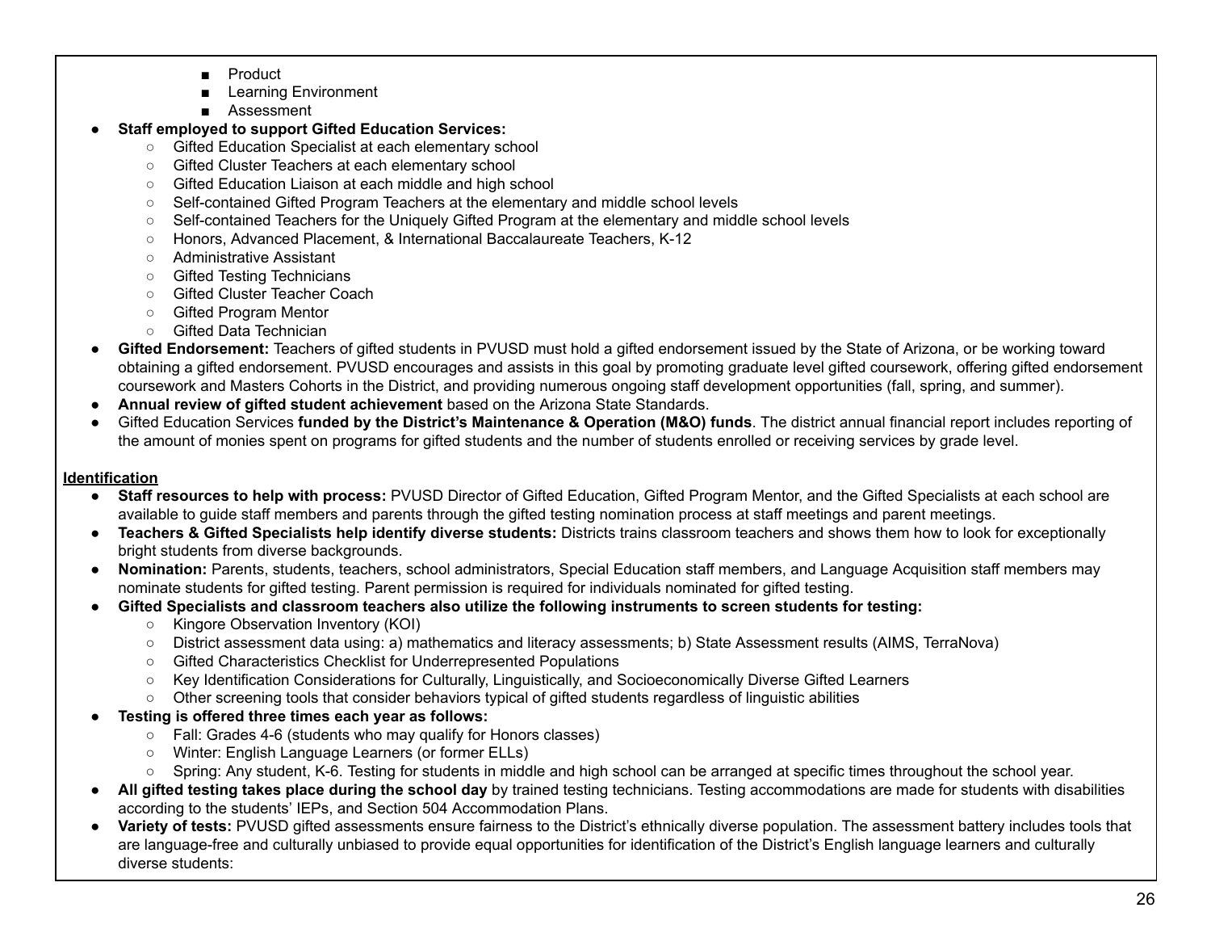- Product
        - Learning Environment
        - Assessment
- **Staff employed to support Gifted Education Services:**
    - Gifted Education Specialist at each elementary school
    - Gifted Cluster Teachers at each elementary school
    - Gifted Education Liaison at each middle and high school
    - Self-contained Gifted Program Teachers at the elementary and middle school levels
    - Self-contained Teachers for the Uniquely Gifted Program at the elementary and middle school levels
    - Honors, Advanced Placement, & International Baccalaureate Teachers, K-12
    - Administrative Assistant
    - Gifted Testing Technicians
    - Gifted Cluster Teacher Coach
    - Gifted Program Mentor
    - Gifted Data Technician
- **Gifted Endorsement:** Teachers of gifted students in PVUSD must hold a gifted endorsement issued by the State of Arizona, or be working toward obtaining a gifted endorsement. PVUSD encourages and assists in this goal by promoting graduate level gifted coursework, offering gifted endorsement coursework and Masters Cohorts in the District, and providing numerous ongoing staff development opportunities (fall, spring, and summer).
- **Annual review of gifted student achievement** based on the Arizona State Standards.
- Gifted Education Services **funded by the District's Maintenance & Operation (M&O) funds**. The district annual financial report includes reporting of the amount of monies spent on programs for gifted students and the number of students enrolled or receiving services by grade level.

<u>**Identification**</u>

- **Staff resources to help with process:** PVUSD Director of Gifted Education, Gifted Program Mentor, and the Gifted Specialists at each school are available to guide staff members and parents through the gifted testing nomination process at staff meetings and parent meetings.
- **Teachers & Gifted Specialists help identify diverse students:** Districts trains classroom teachers and shows them how to look for exceptionally bright students from diverse backgrounds.
- **Nomination:** Parents, students, teachers, school administrators, Special Education staff members, and Language Acquisition staff members may nominate students for gifted testing. Parent permission is required for individuals nominated for gifted testing.
- **Gifted Specialists and classroom teachers also utilize the following instruments to screen students for testing:**
    - Kingore Observation Inventory (KOI)
    - District assessment data using: a) mathematics and literacy assessments; b) State Assessment results (AIMS, TerraNova)
    - Gifted Characteristics Checklist for Underrepresented Populations
    - Key Identification Considerations for Culturally, Linguistically, and Socioeconomically Diverse Gifted Learners
    - Other screening tools that consider behaviors typical of gifted students regardless of linguistic abilities
- **Testing is offered three times each year as follows:**
    - Fall: Grades 4-6 (students who may qualify for Honors classes)
    - Winter: English Language Learners (or former ELLs)
    - Spring: Any student, K-6. Testing for students in middle and high school can be arranged at specific times throughout the school year.
- **All gifted testing takes place during the school day** by trained testing technicians. Testing accommodations are made for students with disabilities according to the students' IEPs, and Section 504 Accommodation Plans.
- **Variety of tests:** PVUSD gifted assessments ensure fairness to the District's ethnically diverse population. The assessment battery includes tools that are language-free and culturally unbiased to provide equal opportunities for identification of the District's English language learners and culturally diverse students: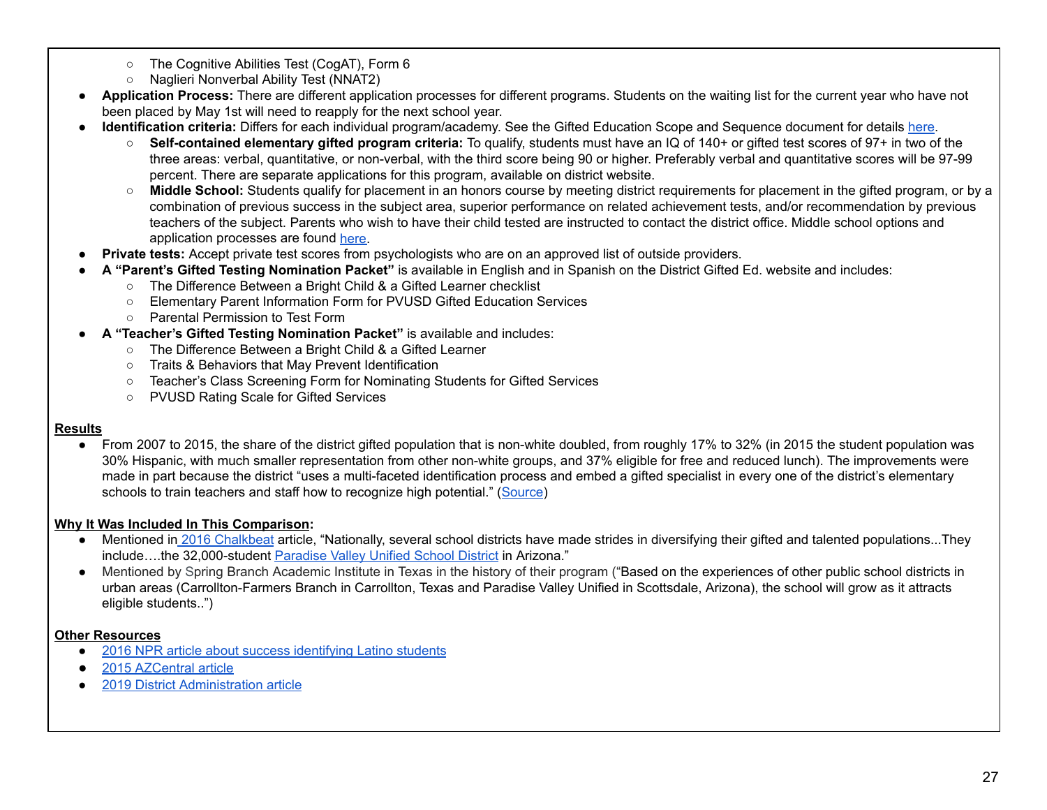- The Cognitive Abilities Test (CogAT), Form 6
  - Naglieri Nonverbal Ability Test (NNAT2)
- **Application Process:** There are different application processes for different programs. Students on the waiting list for the current year who have not been placed by May 1st will need to reapply for the next school year.
- **Identification criteria:** Differs for each individual program/academy. See the Gifted Education Scope and Sequence document for details [here](#).
  - **Self-contained elementary gifted program criteria:** To qualify, students must have an IQ of 140+ or gifted test scores of 97+ in two of the three areas: verbal, quantitative, or non-verbal, with the third score being 90 or higher. Preferably verbal and quantitative scores will be 97-99 percent. There are separate applications for this program, available on district website.
  - **Middle School:** Students qualify for placement in an honors course by meeting district requirements for placement in the gifted program, or by a combination of previous success in the subject area, superior performance on related achievement tests, and/or recommendation by previous teachers of the subject. Parents who wish to have their child tested are instructed to contact the district office. Middle school options and application processes are found [here](#).
- **Private tests:** Accept private test scores from psychologists who are on an approved list of outside providers.
- **A "Parent's Gifted Testing Nomination Packet"** is available in English and in Spanish on the District Gifted Ed. website and includes:
  - The Difference Between a Bright Child & a Gifted Learner checklist
  - Elementary Parent Information Form for PVUSD Gifted Education Services
  - Parental Permission to Test Form
- **A "Teacher's Gifted Testing Nomination Packet"** is available and includes:
  - The Difference Between a Bright Child & a Gifted Learner
  - Traits & Behaviors that May Prevent Identification
  - Teacher's Class Screening Form for Nominating Students for Gifted Services
  - PVUSD Rating Scale for Gifted Services

**Results**

- From 2007 to 2015, the share of the district gifted population that is non-white doubled, from roughly 17% to 32% (in 2015 the student population was 30% Hispanic, with much smaller representation from other non-white groups, and 37% eligible for free and reduced lunch). The improvements were made in part because the district "uses a multi-faceted identification process and embed a gifted specialist in every one of the district's elementary schools to train teachers and staff how to recognize high potential." ([Source](#))

**Why It Was Included In This Comparison:**

- Mentioned in [2016 Chalkbeat](#) article, "Nationally, several school districts have made strides in diversifying their gifted and talented populations...They include….the 32,000-student [Paradise Valley Unified School District](#) in Arizona."
- Mentioned by Spring Branch Academic Institute in Texas in the history of their program ("Based on the experiences of other public school districts in urban areas (Carrollton-Farmers Branch in Carrollton, Texas and Paradise Valley Unified in Scottsdale, Arizona), the school will grow as it attracts eligible students..")

**Other Resources**

- [2016 NPR article about success identifying Latino students](#)
- [2015 AZCentral article](#)
- [2019 District Administration article](#)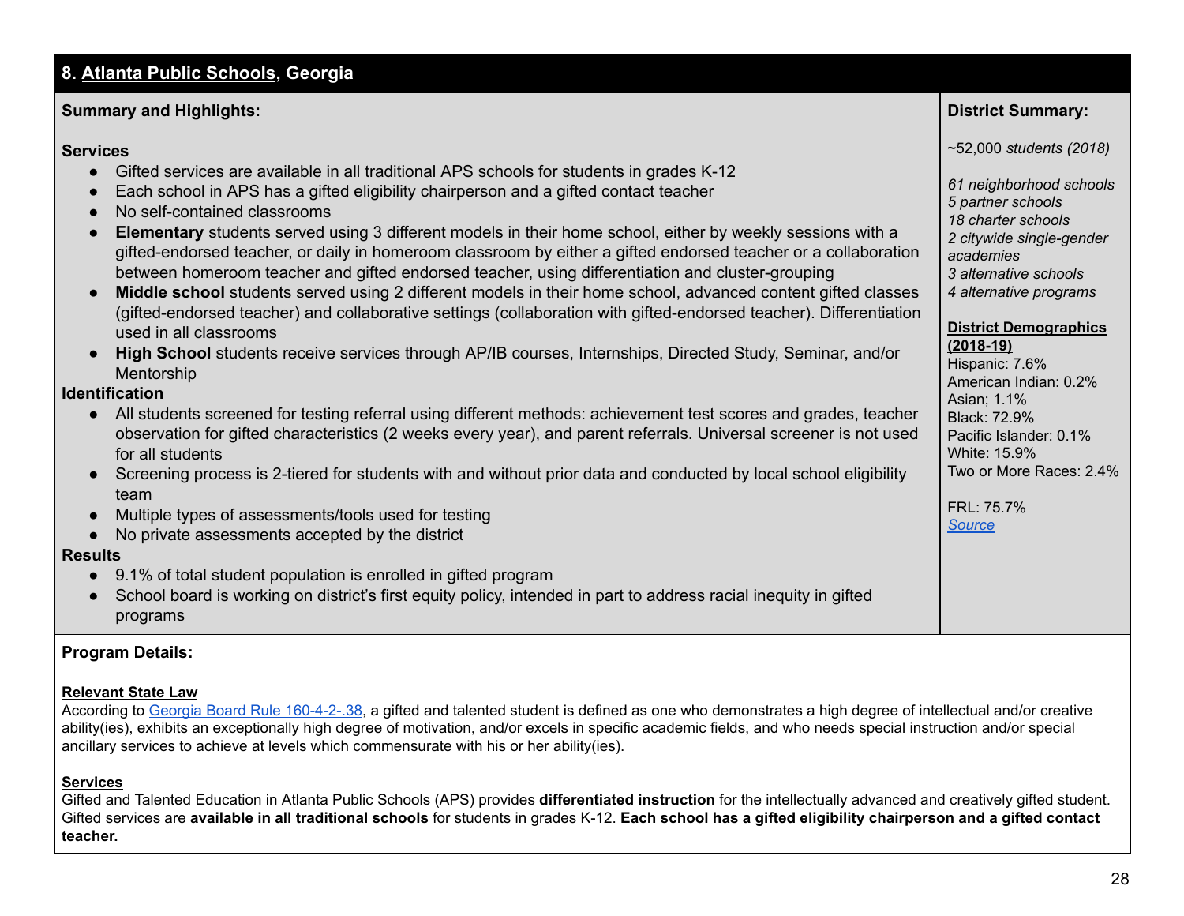## 8. Atlanta Public Schools, Georgia

### Summary and Highlights:

**Services**
- Gifted services are available in all traditional APS schools for students in grades K-12
- Each school in APS has a gifted eligibility chairperson and a gifted contact teacher
- No self-contained classrooms
- **Elementary** students served using 3 different models in their home school, either by weekly sessions with a gifted-endorsed teacher, or daily in homeroom classroom by either a gifted endorsed teacher or a collaboration between homeroom teacher and gifted endorsed teacher, using differentiation and cluster-grouping
- **Middle school** students served using 2 different models in their home school, advanced content gifted classes (gifted-endorsed teacher) and collaborative settings (collaboration with gifted-endorsed teacher). Differentiation used in all classrooms
- **High School** students receive services through AP/IB courses, Internships, Directed Study, Seminar, and/or Mentorship

**Identification**
- All students screened for testing referral using different methods: achievement test scores and grades, teacher observation for gifted characteristics (2 weeks every year), and parent referrals. Universal screener is not used for all students
- Screening process is 2-tiered for students with and without prior data and conducted by local school eligibility team
- Multiple types of assessments/tools used for testing
- No private assessments accepted by the district

**Results**
- 9.1% of total student population is enrolled in gifted program
- School board is working on district's first equity policy, intended in part to address racial inequity in gifted programs

### District Summary:

~52,000 *students (2018)*

*61 neighborhood schools*
*5 partner schools*
*18 charter schools*
*2 citywide single-gender academies*
*3 alternative schools*
*4 alternative programs*

**District Demographics (2018-19)**
Hispanic: 7.6%
American Indian: 0.2%
Asian; 1.1%
Black: 72.9%
Pacific Islander: 0.1%
White: 15.9%
Two or More Races: 2.4%

FRL: 75.7%
Source

### Program Details:

**Relevant State Law**
According to Georgia Board Rule 160-4-2-.38, a gifted and talented student is defined as one who demonstrates a high degree of intellectual and/or creative ability(ies), exhibits an exceptionally high degree of motivation, and/or excels in specific academic fields, and who needs special instruction and/or special ancillary services to achieve at levels which commensurate with his or her ability(ies).

**Services**
Gifted and Talented Education in Atlanta Public Schools (APS) provides **differentiated instruction** for the intellectually advanced and creatively gifted student. Gifted services are **available in all traditional schools** for students in grades K-12. **Each school has a gifted eligibility chairperson and a gifted contact teacher.**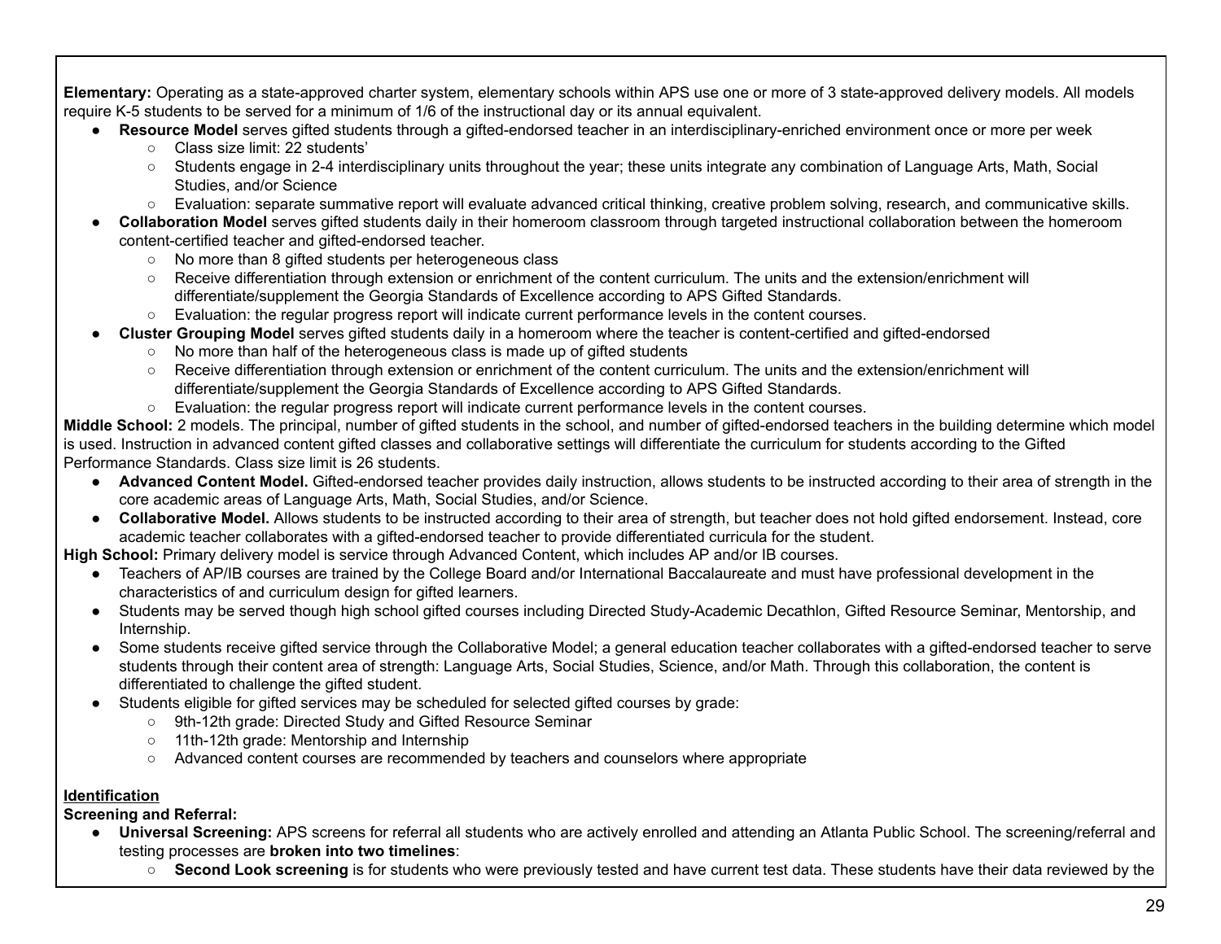**Elementary:** Operating as a state-approved charter system, elementary schools within APS use one or more of 3 state-approved delivery models. All models require K-5 students to be served for a minimum of 1/6 of the instructional day or its annual equivalent.

- **Resource Model** serves gifted students through a gifted-endorsed teacher in an interdisciplinary-enriched environment once or more per week
    - Class size limit: 22 students'
    - Students engage in 2-4 interdisciplinary units throughout the year; these units integrate any combination of Language Arts, Math, Social Studies, and/or Science
    - Evaluation: separate summative report will evaluate advanced critical thinking, creative problem solving, research, and communicative skills.
- **Collaboration Model** serves gifted students daily in their homeroom classroom through targeted instructional collaboration between the homeroom content-certified teacher and gifted-endorsed teacher.
    - No more than 8 gifted students per heterogeneous class
    - Receive differentiation through extension or enrichment of the content curriculum. The units and the extension/enrichment will differentiate/supplement the Georgia Standards of Excellence according to APS Gifted Standards.
    - Evaluation: the regular progress report will indicate current performance levels in the content courses.
- **Cluster Grouping Model** serves gifted students daily in a homeroom where the teacher is content-certified and gifted-endorsed
    - No more than half of the heterogeneous class is made up of gifted students
    - Receive differentiation through extension or enrichment of the content curriculum. The units and the extension/enrichment will differentiate/supplement the Georgia Standards of Excellence according to APS Gifted Standards.
    - Evaluation: the regular progress report will indicate current performance levels in the content courses.

**Middle School:** 2 models. The principal, number of gifted students in the school, and number of gifted-endorsed teachers in the building determine which model is used. Instruction in advanced content gifted classes and collaborative settings will differentiate the curriculum for students according to the Gifted Performance Standards. Class size limit is 26 students.

- **Advanced Content Model.** Gifted-endorsed teacher provides daily instruction, allows students to be instructed according to their area of strength in the core academic areas of Language Arts, Math, Social Studies, and/or Science.
- **Collaborative Model.** Allows students to be instructed according to their area of strength, but teacher does not hold gifted endorsement. Instead, core academic teacher collaborates with a gifted-endorsed teacher to provide differentiated curricula for the student.

**High School:** Primary delivery model is service through Advanced Content, which includes AP and/or IB courses.

- Teachers of AP/IB courses are trained by the College Board and/or International Baccalaureate and must have professional development in the characteristics of and curriculum design for gifted learners.
- Students may be served though high school gifted courses including Directed Study-Academic Decathlon, Gifted Resource Seminar, Mentorship, and Internship.
- Some students receive gifted service through the Collaborative Model; a general education teacher collaborates with a gifted-endorsed teacher to serve students through their content area of strength: Language Arts, Social Studies, Science, and/or Math. Through this collaboration, the content is differentiated to challenge the gifted student.
- Students eligible for gifted services may be scheduled for selected gifted courses by grade:
    - 9th-12th grade: Directed Study and Gifted Resource Seminar
    - 11th-12th grade: Mentorship and Internship
    - Advanced content courses are recommended by teachers and counselors where appropriate

**<u>Identification</u>**

**Screening and Referral:**

- **Universal Screening:** APS screens for referral all students who are actively enrolled and attending an Atlanta Public School. The screening/referral and testing processes are **broken into two timelines**:
    - **Second Look screening** is for students who were previously tested and have current test data. These students have their data reviewed by the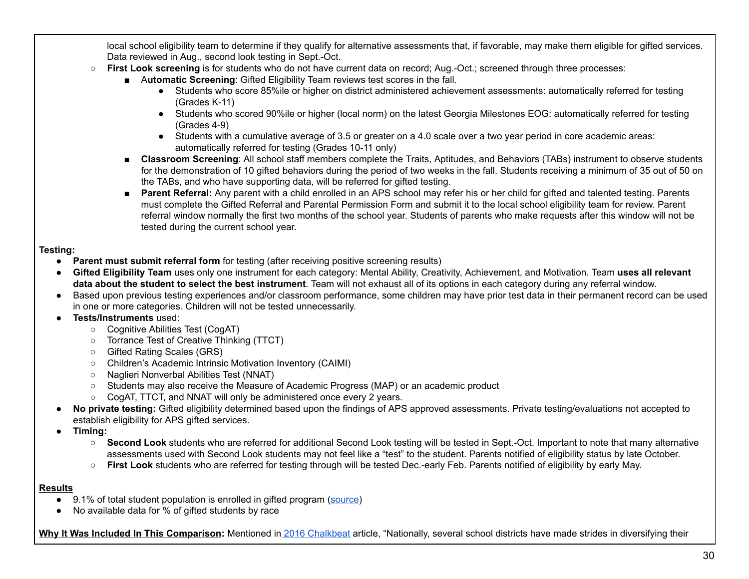local school eligibility team to determine if they qualify for alternative assessments that, if favorable, may make them eligible for gifted services. Data reviewed in Aug., second look testing in Sept.-Oct.

- **First Look screening** is for students who do not have current data on record; Aug.-Oct.; screened through three processes:
  - **Automatic Screening**: Gifted Eligibility Team reviews test scores in the fall.
    - Students who score 85%ile or higher on district administered achievement assessments: automatically referred for testing (Grades K-11)
    - Students who scored 90%ile or higher (local norm) on the latest Georgia Milestones EOG: automatically referred for testing (Grades 4-9)
    - Students with a cumulative average of 3.5 or greater on a 4.0 scale over a two year period in core academic areas: automatically referred for testing (Grades 10-11 only)
  - **Classroom Screening**: All school staff members complete the Traits, Aptitudes, and Behaviors (TABs) instrument to observe students for the demonstration of 10 gifted behaviors during the period of two weeks in the fall. Students receiving a minimum of 35 out of 50 on the TABs, and who have supporting data, will be referred for gifted testing.
  - **Parent Referral:** Any parent with a child enrolled in an APS school may refer his or her child for gifted and talented testing. Parents must complete the Gifted Referral and Parental Permission Form and submit it to the local school eligibility team for review. Parent referral window normally the first two months of the school year. Students of parents who make requests after this window will not be tested during the current school year.

**Testing:**

- **Parent must submit referral form** for testing (after receiving positive screening results)
- **Gifted Eligibility Team** uses only one instrument for each category: Mental Ability, Creativity, Achievement, and Motivation. Team **uses all relevant data about the student to select the best instrument**. Team will not exhaust all of its options in each category during any referral window.
- Based upon previous testing experiences and/or classroom performance, some children may have prior test data in their permanent record can be used in one or more categories. Children will not be tested unnecessarily.
- **Tests/Instruments** used:
  - Cognitive Abilities Test (CogAT)
  - Torrance Test of Creative Thinking (TTCT)
  - Gifted Rating Scales (GRS)
  - Children's Academic Intrinsic Motivation Inventory (CAIMI)
  - Naglieri Nonverbal Abilities Test (NNAT)
  - Students may also receive the Measure of Academic Progress (MAP) or an academic product
  - CogAT, TTCT, and NNAT will only be administered once every 2 years.
- **No private testing:** Gifted eligibility determined based upon the findings of APS approved assessments. Private testing/evaluations not accepted to establish eligibility for APS gifted services.
- **Timing:**
  - **Second Look** students who are referred for additional Second Look testing will be tested in Sept.-Oct. Important to note that many alternative assessments used with Second Look students may not feel like a "test" to the student. Parents notified of eligibility status by late October.
  - **First Look** students who are referred for testing through will be tested Dec.-early Feb. Parents notified of eligibility by early May.

**Results**

- 9.1% of total student population is enrolled in gifted program (source)
- No available data for % of gifted students by race

**Why It Was Included In This Comparison:** Mentioned in 2016 Chalkbeat article, "Nationally, several school districts have made strides in diversifying their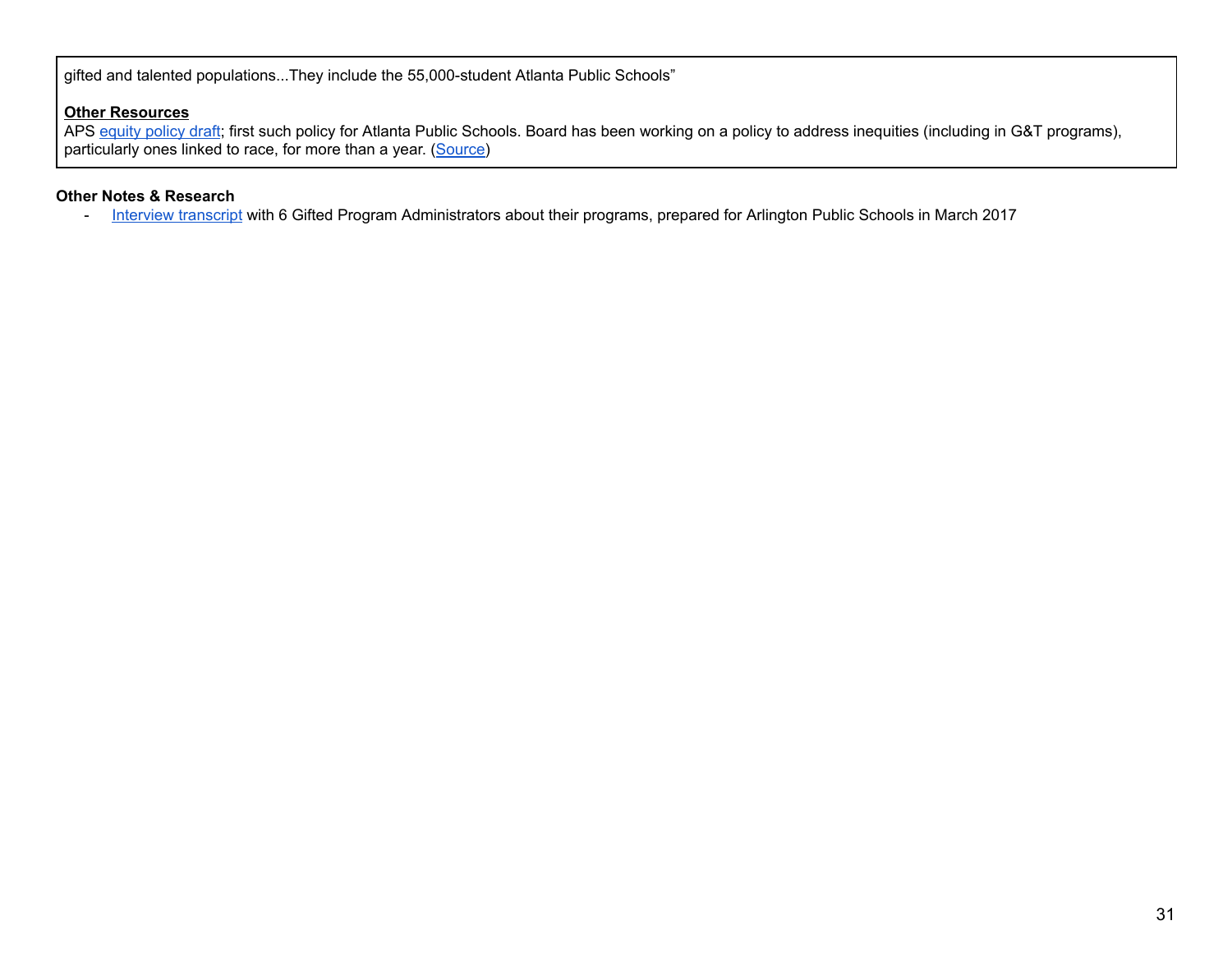gifted and talented populations...They include the 55,000-student Atlanta Public Schools"

**Other Resources**

APS equity policy draft; first such policy for Atlanta Public Schools. Board has been working on a policy to address inequities (including in G&T programs), particularly ones linked to race, for more than a year. (Source)

**Other Notes & Research**

- Interview transcript with 6 Gifted Program Administrators about their programs, prepared for Arlington Public Schools in March 2017